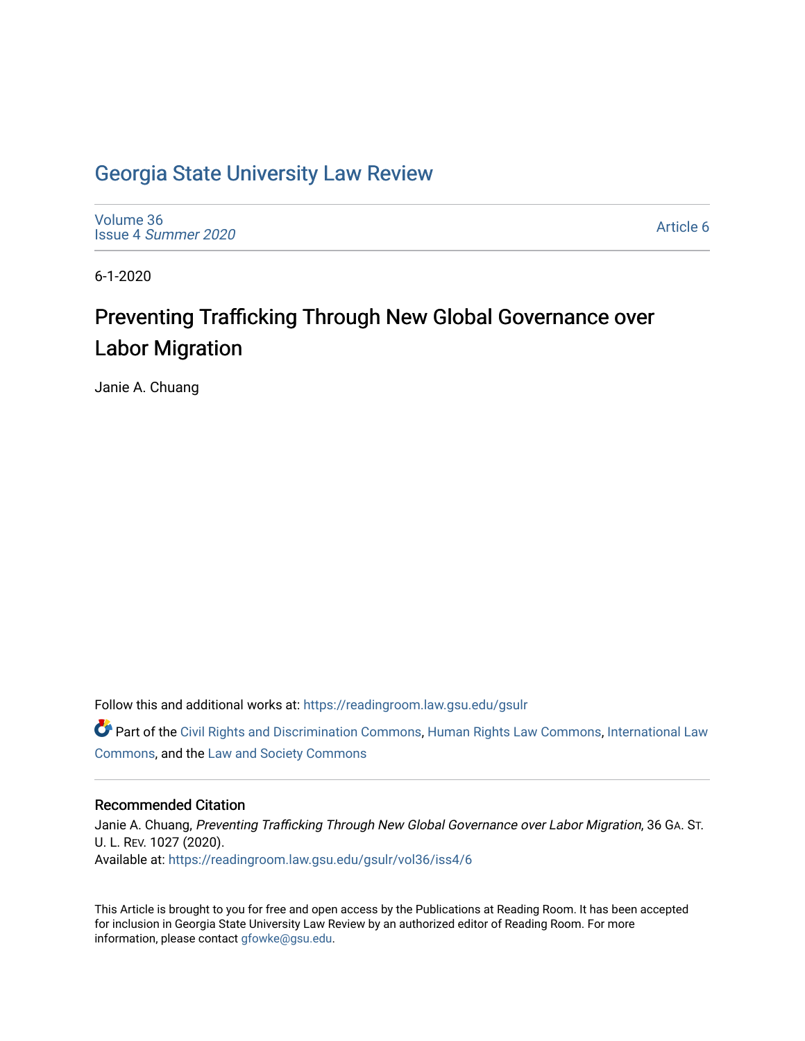# Georgia State University Law Review

Volume 36
Issue 4 *Summer 2020*

Article 6

6-1-2020

## Preventing Trafficking Through New Global Governance over Labor Migration

Janie A. Chuang

Follow this and additional works at: https://readingroom.law.gsu.edu/gsulr

Part of the Civil Rights and Discrimination Commons, Human Rights Law Commons, International Law Commons, and the Law and Society Commons

### Recommended Citation

Janie A. Chuang, *Preventing Trafficking Through New Global Governance over Labor Migration*, 36 GA. ST. U. L. REV. 1027 (2020).
Available at: https://readingroom.law.gsu.edu/gsulr/vol36/iss4/6

This Article is brought to you for free and open access by the Publications at Reading Room. It has been accepted for inclusion in Georgia State University Law Review by an authorized editor of Reading Room. For more information, please contact gfowke@gsu.edu.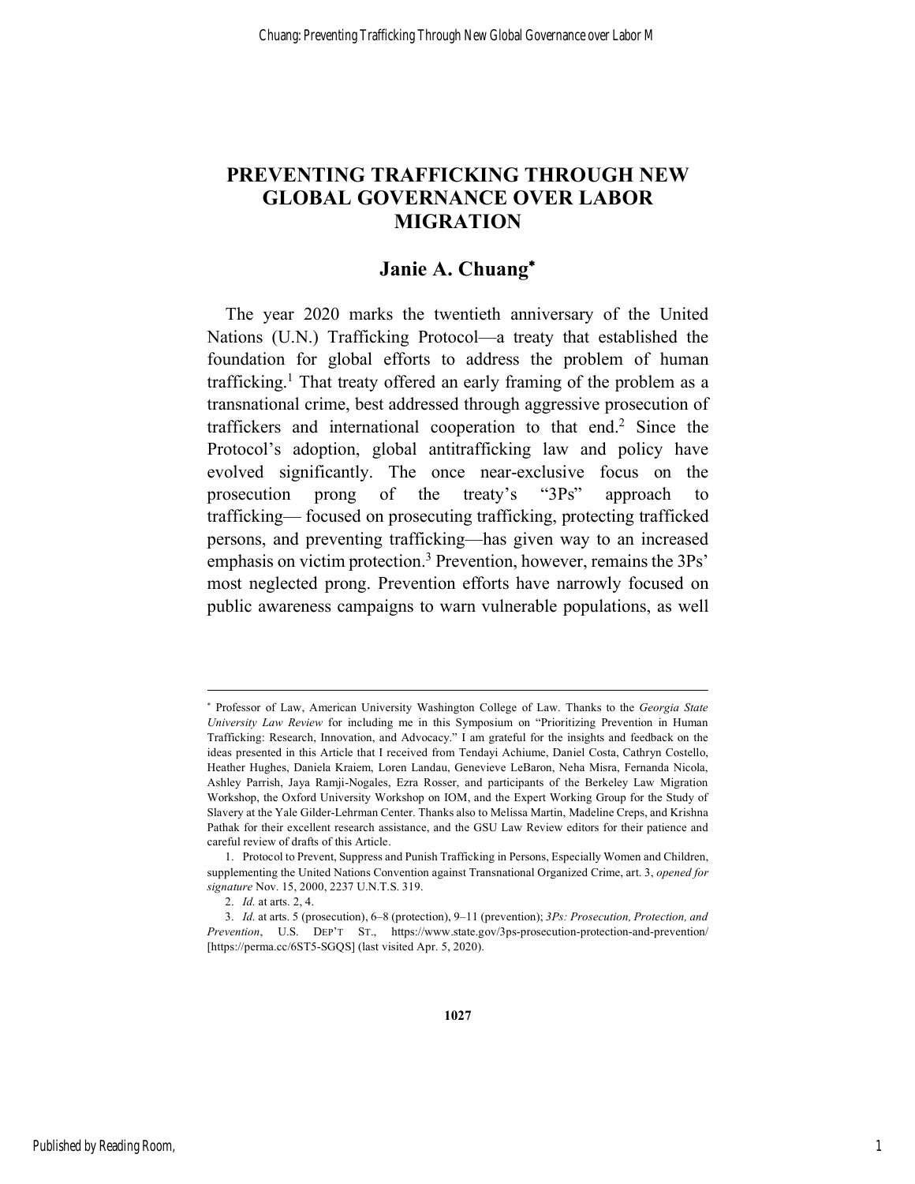# PREVENTING TRAFFICKING THROUGH NEW GLOBAL GOVERNANCE OVER LABOR MIGRATION

## Janie A. Chuang*

The year 2020 marks the twentieth anniversary of the United Nations (U.N.) Trafficking Protocol—a treaty that established the foundation for global efforts to address the problem of human trafficking.[1] That treaty offered an early framing of the problem as a transnational crime, best addressed through aggressive prosecution of traffickers and international cooperation to that end.[2] Since the Protocol's adoption, global antitrafficking law and policy have evolved significantly. The once near-exclusive focus on the prosecution prong of the treaty's "3Ps" approach to trafficking— focused on prosecuting trafficking, protecting trafficked persons, and preventing trafficking—has given way to an increased emphasis on victim protection.[3] Prevention, however, remains the 3Ps' most neglected prong. Prevention efforts have narrowly focused on public awareness campaigns to warn vulnerable populations, as well

---

\* Professor of Law, American University Washington College of Law. Thanks to the *Georgia State University Law Review* for including me in this Symposium on "Prioritizing Prevention in Human Trafficking: Research, Innovation, and Advocacy." I am grateful for the insights and feedback on the ideas presented in this Article that I received from Tendayi Achiume, Daniel Costa, Cathryn Costello, Heather Hughes, Daniela Kraiem, Loren Landau, Genevieve LeBaron, Neha Misra, Fernanda Nicola, Ashley Parrish, Jaya Ramji-Nogales, Ezra Rosser, and participants of the Berkeley Law Migration Workshop, the Oxford University Workshop on IOM, and the Expert Working Group for the Study of Slavery at the Yale Gilder-Lehrman Center. Thanks also to Melissa Martin, Madeline Creps, and Krishna Pathak for their excellent research assistance, and the GSU Law Review editors for their patience and careful review of drafts of this Article.

1. Protocol to Prevent, Suppress and Punish Trafficking in Persons, Especially Women and Children, supplementing the United Nations Convention against Transnational Organized Crime, art. 3, *opened for signature* Nov. 15, 2000, 2237 U.N.T.S. 319.

2. *Id.* at arts. 2, 4.

3. *Id.* at arts. 5 (prosecution), 6–8 (protection), 9–11 (prevention); *3Ps: Prosecution, Protection, and Prevention*, U.S. DEP'T ST., https://www.state.gov/3ps-prosecution-protection-and-prevention/ [https://perma.cc/6ST5-SGQS] (last visited Apr. 5, 2020).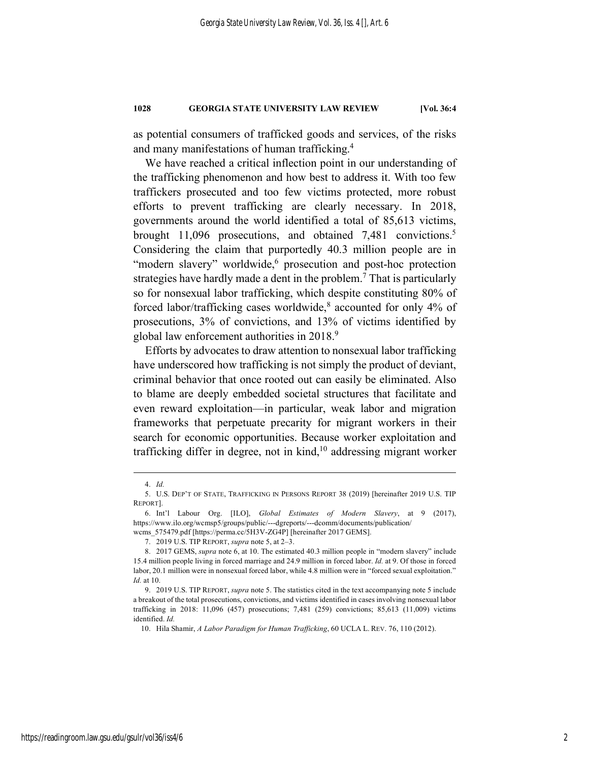as potential consumers of trafficked goods and services, of the risks and many manifestations of human trafficking.[4]

We have reached a critical inflection point in our understanding of the trafficking phenomenon and how best to address it. With too few traffickers prosecuted and too few victims protected, more robust efforts to prevent trafficking are clearly necessary. In 2018, governments around the world identified a total of 85,613 victims, brought 11,096 prosecutions, and obtained 7,481 convictions.[5] Considering the claim that purportedly 40.3 million people are in "modern slavery" worldwide,[6] prosecution and post-hoc protection strategies have hardly made a dent in the problem.[7] That is particularly so for nonsexual labor trafficking, which despite constituting 80% of forced labor/trafficking cases worldwide,[8] accounted for only 4% of prosecutions, 3% of convictions, and 13% of victims identified by global law enforcement authorities in 2018.[9]

Efforts by advocates to draw attention to nonsexual labor trafficking have underscored how trafficking is not simply the product of deviant, criminal behavior that once rooted out can easily be eliminated. Also to blame are deeply embedded societal structures that facilitate and even reward exploitation—in particular, weak labor and migration frameworks that perpetuate precarity for migrant workers in their search for economic opportunities. Because worker exploitation and trafficking differ in degree, not in kind,[10] addressing migrant worker

---

4. *Id.*

5. U.S. DEP'T OF STATE, TRAFFICKING IN PERSONS REPORT 38 (2019) [hereinafter 2019 U.S. TIP REPORT].

6. Int'l Labour Org. [ILO], *Global Estimates of Modern Slavery*, at 9 (2017), https://www.ilo.org/wcmsp5/groups/public/---dgreports/---dcomm/documents/publication/wcms_575479.pdf [https://perma.cc/5H3V-ZG4P] [hereinafter 2017 GEMS].

7. 2019 U.S. TIP REPORT, *supra* note 5, at 2–3.

8. 2017 GEMS, *supra* note 6, at 10. The estimated 40.3 million people in "modern slavery" include 15.4 million people living in forced marriage and 24.9 million in forced labor. *Id.* at 9. Of those in forced labor, 20.1 million were in nonsexual forced labor, while 4.8 million were in "forced sexual exploitation." *Id.* at 10.

9. 2019 U.S. TIP REPORT, *supra* note 5. The statistics cited in the text accompanying note 5 include a breakout of the total prosecutions, convictions, and victims identified in cases involving nonsexual labor trafficking in 2018: 11,096 (457) prosecutions; 7,481 (259) convictions; 85,613 (11,009) victims identified. *Id.*

10. Hila Shamir, *A Labor Paradigm for Human Trafficking*, 60 UCLA L. REV. 76, 110 (2012).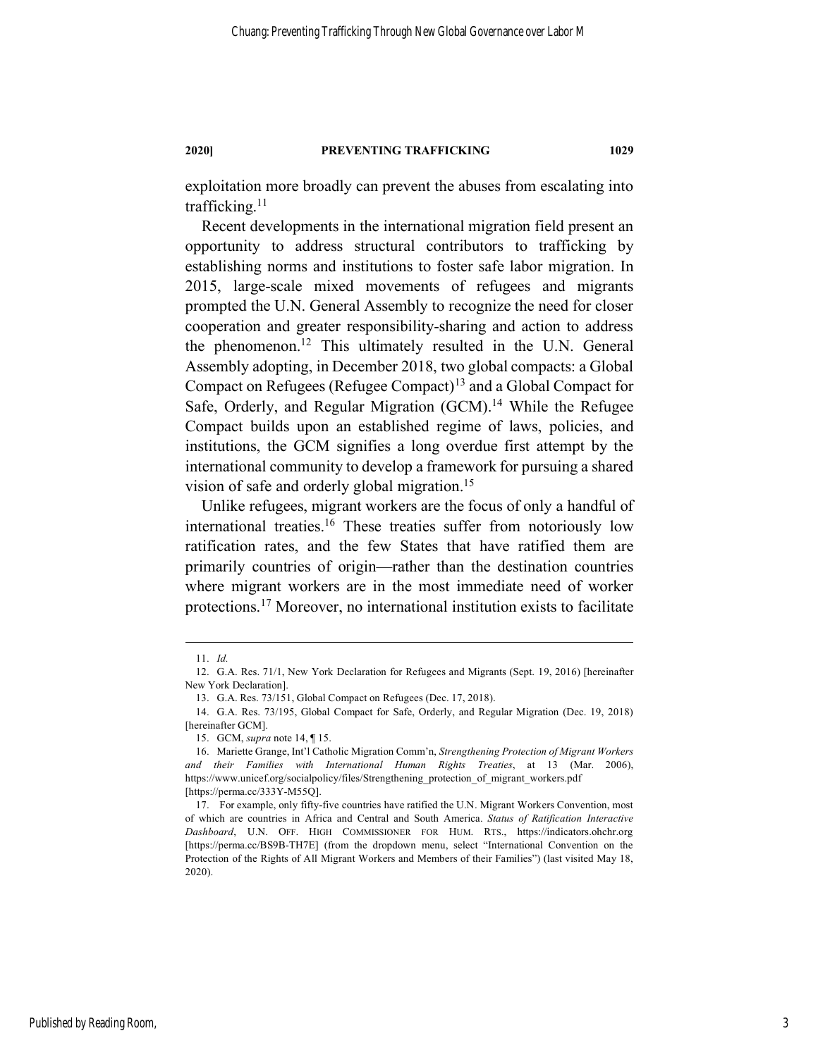exploitation more broadly can prevent the abuses from escalating into trafficking.[11]

Recent developments in the international migration field present an opportunity to address structural contributors to trafficking by establishing norms and institutions to foster safe labor migration. In 2015, large-scale mixed movements of refugees and migrants prompted the U.N. General Assembly to recognize the need for closer cooperation and greater responsibility-sharing and action to address the phenomenon.[12] This ultimately resulted in the U.N. General Assembly adopting, in December 2018, two global compacts: a Global Compact on Refugees (Refugee Compact)[13] and a Global Compact for Safe, Orderly, and Regular Migration (GCM).[14] While the Refugee Compact builds upon an established regime of laws, policies, and institutions, the GCM signifies a long overdue first attempt by the international community to develop a framework for pursuing a shared vision of safe and orderly global migration.[15]

Unlike refugees, migrant workers are the focus of only a handful of international treaties.[16] These treaties suffer from notoriously low ratification rates, and the few States that have ratified them are primarily countries of origin—rather than the destination countries where migrant workers are in the most immediate need of worker protections.[17] Moreover, no international institution exists to facilitate

---

11. *Id.*

12. G.A. Res. 71/1, New York Declaration for Refugees and Migrants (Sept. 19, 2016) [hereinafter New York Declaration].

13. G.A. Res. 73/151, Global Compact on Refugees (Dec. 17, 2018).

14. G.A. Res. 73/195, Global Compact for Safe, Orderly, and Regular Migration (Dec. 19, 2018) [hereinafter GCM].

15. GCM, *supra* note 14, ¶ 15.

16. Mariette Grange, Int'l Catholic Migration Comm'n, *Strengthening Protection of Migrant Workers and their Families with International Human Rights Treaties*, at 13 (Mar. 2006), https://www.unicef.org/socialpolicy/files/Strengthening_protection_of_migrant_workers.pdf [https://perma.cc/333Y-M55Q].

17. For example, only fifty-five countries have ratified the U.N. Migrant Workers Convention, most of which are countries in Africa and Central and South America. *Status of Ratification Interactive Dashboard*, U.N. OFF. HIGH COMMISSIONER FOR HUM. RTS., https://indicators.ohchr.org [https://perma.cc/BS9B-TH7E] (from the dropdown menu, select "International Convention on the Protection of the Rights of All Migrant Workers and Members of their Families") (last visited May 18, 2020).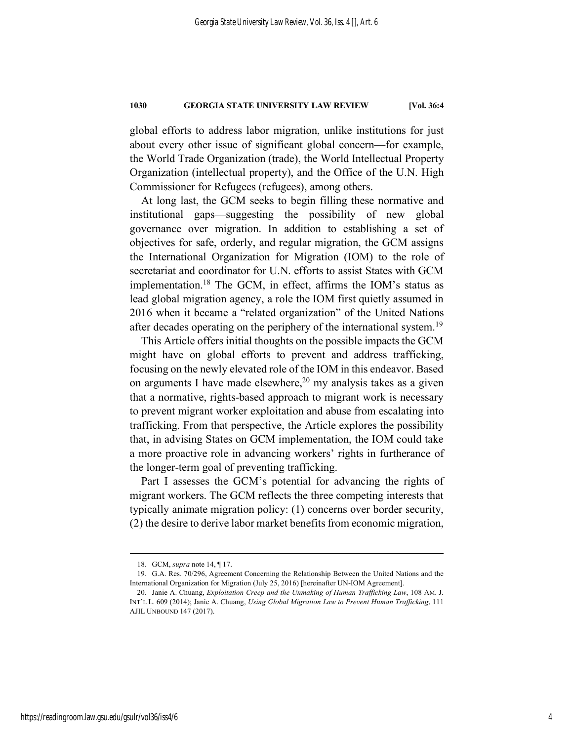global efforts to address labor migration, unlike institutions for just about every other issue of significant global concern—for example, the World Trade Organization (trade), the World Intellectual Property Organization (intellectual property), and the Office of the U.N. High Commissioner for Refugees (refugees), among others.

At long last, the GCM seeks to begin filling these normative and institutional gaps—suggesting the possibility of new global governance over migration. In addition to establishing a set of objectives for safe, orderly, and regular migration, the GCM assigns the International Organization for Migration (IOM) to the role of secretariat and coordinator for U.N. efforts to assist States with GCM implementation.[18] The GCM, in effect, affirms the IOM's status as lead global migration agency, a role the IOM first quietly assumed in 2016 when it became a "related organization" of the United Nations after decades operating on the periphery of the international system.[19]

This Article offers initial thoughts on the possible impacts the GCM might have on global efforts to prevent and address trafficking, focusing on the newly elevated role of the IOM in this endeavor. Based on arguments I have made elsewhere,[20] my analysis takes as a given that a normative, rights-based approach to migrant work is necessary to prevent migrant worker exploitation and abuse from escalating into trafficking. From that perspective, the Article explores the possibility that, in advising States on GCM implementation, the IOM could take a more proactive role in advancing workers' rights in furtherance of the longer-term goal of preventing trafficking.

Part I assesses the GCM's potential for advancing the rights of migrant workers. The GCM reflects the three competing interests that typically animate migration policy: (1) concerns over border security, (2) the desire to derive labor market benefits from economic migration,

---

18. GCM, *supra* note 14, ¶ 17.

19. G.A. Res. 70/296, Agreement Concerning the Relationship Between the United Nations and the International Organization for Migration (July 25, 2016) [hereinafter UN-IOM Agreement].

20. Janie A. Chuang, *Exploitation Creep and the Unmaking of Human Trafficking Law*, 108 AM. J. INT'L L. 609 (2014); Janie A. Chuang, *Using Global Migration Law to Prevent Human Trafficking*, 111 AJIL UNBOUND 147 (2017).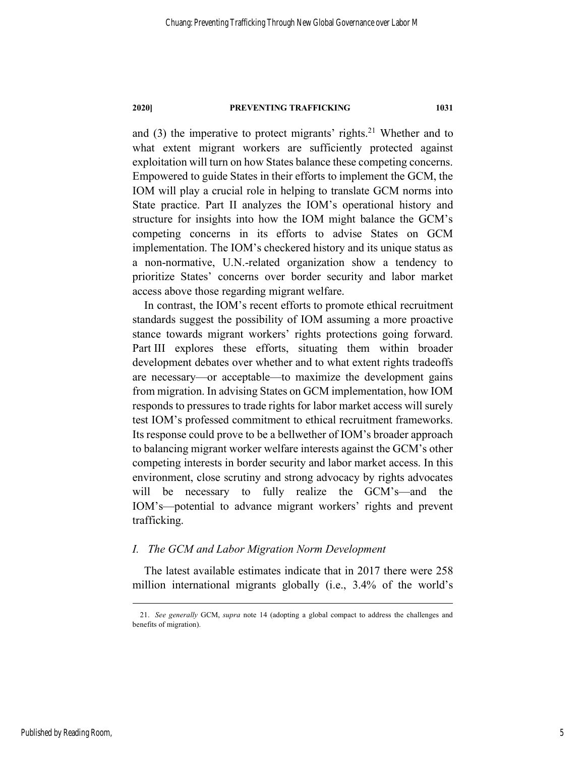and (3) the imperative to protect migrants' rights.[21] Whether and to what extent migrant workers are sufficiently protected against exploitation will turn on how States balance these competing concerns. Empowered to guide States in their efforts to implement the GCM, the IOM will play a crucial role in helping to translate GCM norms into State practice. Part II analyzes the IOM's operational history and structure for insights into how the IOM might balance the GCM's competing concerns in its efforts to advise States on GCM implementation. The IOM's checkered history and its unique status as a non-normative, U.N.-related organization show a tendency to prioritize States' concerns over border security and labor market access above those regarding migrant welfare.

In contrast, the IOM's recent efforts to promote ethical recruitment standards suggest the possibility of IOM assuming a more proactive stance towards migrant workers' rights protections going forward. Part III explores these efforts, situating them within broader development debates over whether and to what extent rights tradeoffs are necessary—or acceptable—to maximize the development gains from migration. In advising States on GCM implementation, how IOM responds to pressures to trade rights for labor market access will surely test IOM's professed commitment to ethical recruitment frameworks. Its response could prove to be a bellwether of IOM's broader approach to balancing migrant worker welfare interests against the GCM's other competing interests in border security and labor market access. In this environment, close scrutiny and strong advocacy by rights advocates will be necessary to fully realize the GCM's—and the IOM's—potential to advance migrant workers' rights and prevent trafficking.

### *I. The GCM and Labor Migration Norm Development*

The latest available estimates indicate that in 2017 there were 258 million international migrants globally (i.e., 3.4% of the world's

---

21. *See generally* GCM, *supra* note 14 (adopting a global compact to address the challenges and benefits of migration).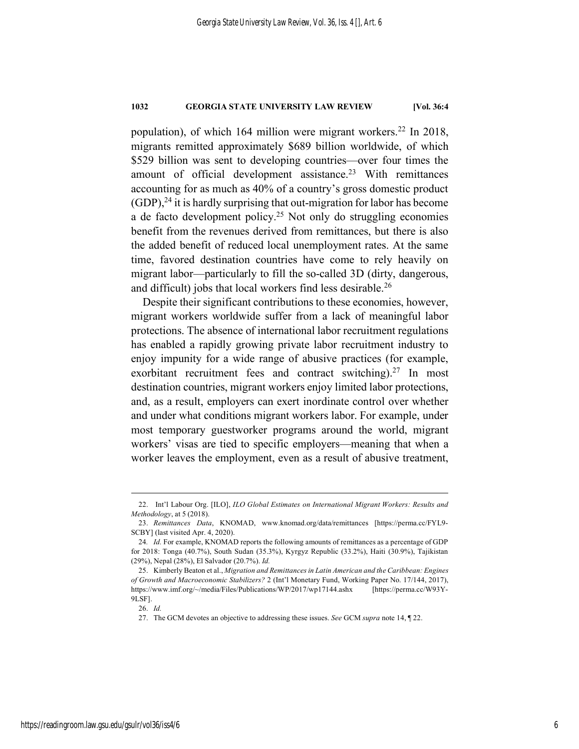population), of which 164 million were migrant workers.[22] In 2018, migrants remitted approximately $689 billion worldwide, of which $529 billion was sent to developing countries—over four times the amount of official development assistance.[23] With remittances accounting for as much as 40% of a country's gross domestic product (GDP),[24] it is hardly surprising that out-migration for labor has become a de facto development policy.[25] Not only do struggling economies benefit from the revenues derived from remittances, but there is also the added benefit of reduced local unemployment rates. At the same time, favored destination countries have come to rely heavily on migrant labor—particularly to fill the so-called 3D (dirty, dangerous, and difficult) jobs that local workers find less desirable.[26]

Despite their significant contributions to these economies, however, migrant workers worldwide suffer from a lack of meaningful labor protections. The absence of international labor recruitment regulations has enabled a rapidly growing private labor recruitment industry to enjoy impunity for a wide range of abusive practices (for example, exorbitant recruitment fees and contract switching).[27] In most destination countries, migrant workers enjoy limited labor protections, and, as a result, employers can exert inordinate control over whether and under what conditions migrant workers labor. For example, under most temporary guestworker programs around the world, migrant workers' visas are tied to specific employers—meaning that when a worker leaves the employment, even as a result of abusive treatment,

---

22. Int'l Labour Org. [ILO], *ILO Global Estimates on International Migrant Workers: Results and Methodology*, at 5 (2018).

23. *Remittances Data*, KNOMAD, www.knomad.org/data/remittances [https://perma.cc/FYL9-SCBY] (last visited Apr. 4, 2020).

24. *Id.* For example, KNOMAD reports the following amounts of remittances as a percentage of GDP for 2018: Tonga (40.7%), South Sudan (35.3%), Kyrgyz Republic (33.2%), Haiti (30.9%), Tajikistan (29%), Nepal (28%), El Salvador (20.7%). *Id.*

25. Kimberly Beaton et al., *Migration and Remittances in Latin American and the Caribbean: Engines of Growth and Macroeconomic Stabilizers?* 2 (Int'l Monetary Fund, Working Paper No. 17/144, 2017), https://www.imf.org/~/media/Files/Publications/WP/2017/wp17144.ashx [https://perma.cc/W93Y-9LSF].

26. *Id.*

27. The GCM devotes an objective to addressing these issues. *See* GCM *supra* note 14, ¶ 22.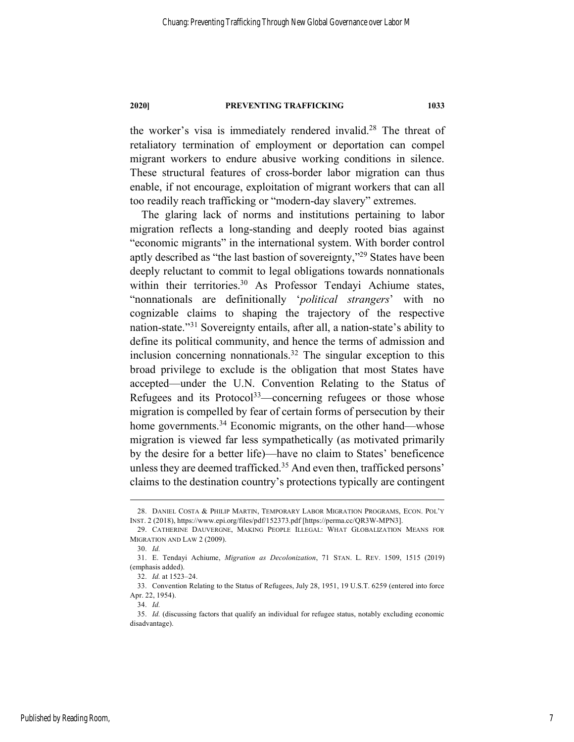the worker's visa is immediately rendered invalid.[28] The threat of retaliatory termination of employment or deportation can compel migrant workers to endure abusive working conditions in silence. These structural features of cross-border labor migration can thus enable, if not encourage, exploitation of migrant workers that can all too readily reach trafficking or "modern-day slavery" extremes.

The glaring lack of norms and institutions pertaining to labor migration reflects a long-standing and deeply rooted bias against "economic migrants" in the international system. With border control aptly described as "the last bastion of sovereignty,"[29] States have been deeply reluctant to commit to legal obligations towards nonnationals within their territories.[30] As Professor Tendayi Achiume states, "nonnationals are definitionally '*political strangers*' with no cognizable claims to shaping the trajectory of the respective nation-state."[31] Sovereignty entails, after all, a nation-state's ability to define its political community, and hence the terms of admission and inclusion concerning nonnationals.[32] The singular exception to this broad privilege to exclude is the obligation that most States have accepted—under the U.N. Convention Relating to the Status of Refugees and its Protocol[33]—concerning refugees or those whose migration is compelled by fear of certain forms of persecution by their home governments.[34] Economic migrants, on the other hand—whose migration is viewed far less sympathetically (as motivated primarily by the desire for a better life)—have no claim to States' beneficence unless they are deemed trafficked.[35] And even then, trafficked persons' claims to the destination country's protections typically are contingent

---

28. DANIEL COSTA & PHILIP MARTIN, TEMPORARY LABOR MIGRATION PROGRAMS, ECON. POL'Y INST. 2 (2018), https://www.epi.org/files/pdf/152373.pdf [https://perma.cc/QR3W-MPN3].

29. CATHERINE DAUVERGNE, MAKING PEOPLE ILLEGAL: WHAT GLOBALIZATION MEANS FOR MIGRATION AND LAW 2 (2009).

30. *Id.*

31. E. Tendayi Achiume, *Migration as Decolonization*, 71 STAN. L. REV. 1509, 1515 (2019) (emphasis added).

32. *Id.* at 1523–24.

33. Convention Relating to the Status of Refugees, July 28, 1951, 19 U.S.T. 6259 (entered into force Apr. 22, 1954).

34. *Id.*

35. *Id.* (discussing factors that qualify an individual for refugee status, notably excluding economic disadvantage).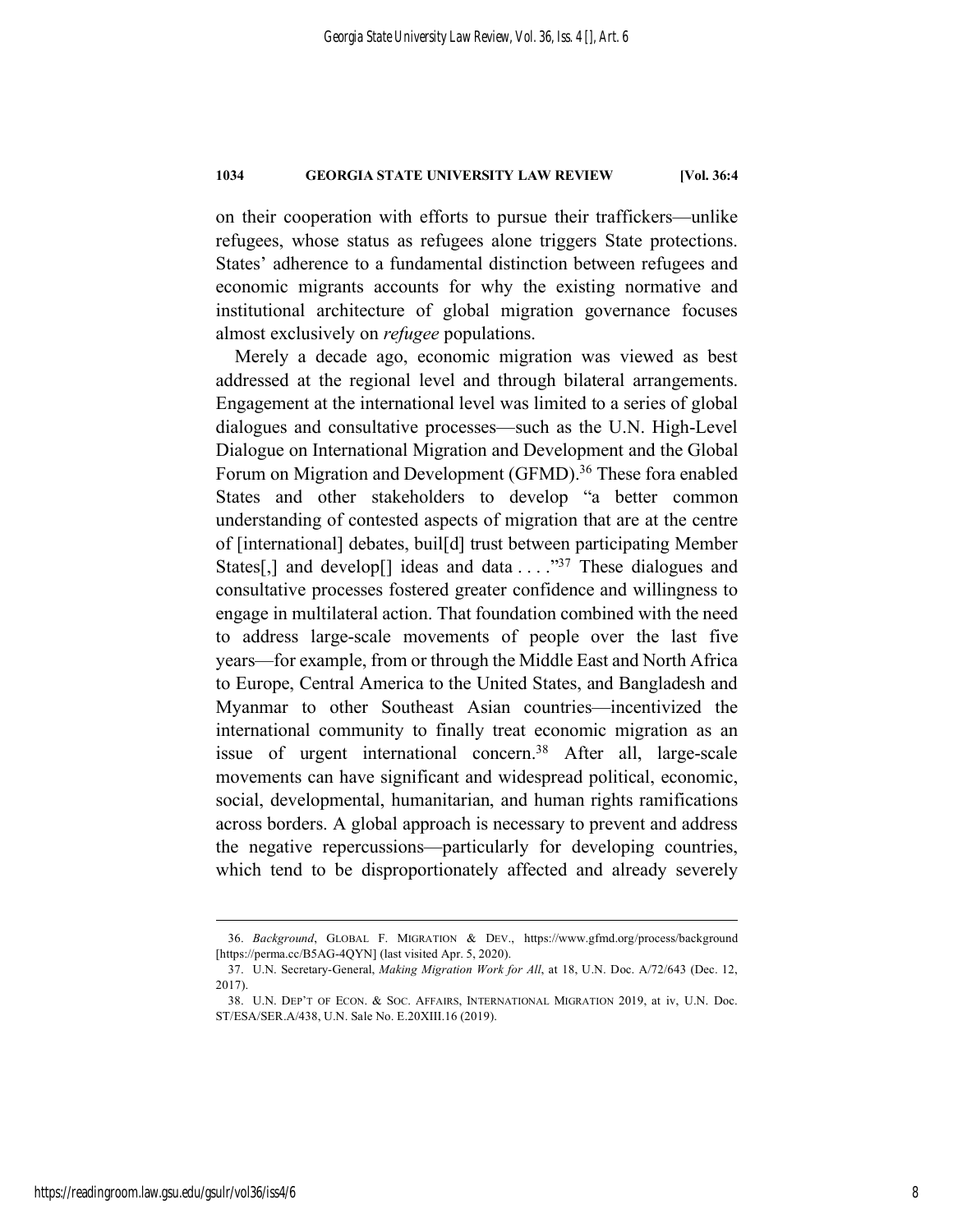on their cooperation with efforts to pursue their traffickers—unlike refugees, whose status as refugees alone triggers State protections. States' adherence to a fundamental distinction between refugees and economic migrants accounts for why the existing normative and institutional architecture of global migration governance focuses almost exclusively on *refugee* populations.

Merely a decade ago, economic migration was viewed as best addressed at the regional level and through bilateral arrangements. Engagement at the international level was limited to a series of global dialogues and consultative processes—such as the U.N. High-Level Dialogue on International Migration and Development and the Global Forum on Migration and Development (GFMD).[36] These fora enabled States and other stakeholders to develop "a better common understanding of contested aspects of migration that are at the centre of [international] debates, buil[d] trust between participating Member States[,] and develop[] ideas and data . . . ."[37] These dialogues and consultative processes fostered greater confidence and willingness to engage in multilateral action. That foundation combined with the need to address large-scale movements of people over the last five years—for example, from or through the Middle East and North Africa to Europe, Central America to the United States, and Bangladesh and Myanmar to other Southeast Asian countries—incentivized the international community to finally treat economic migration as an issue of urgent international concern.[38] After all, large-scale movements can have significant and widespread political, economic, social, developmental, humanitarian, and human rights ramifications across borders. A global approach is necessary to prevent and address the negative repercussions—particularly for developing countries, which tend to be disproportionately affected and already severely

36. *Background*, GLOBAL F. MIGRATION & DEV., https://www.gfmd.org/process/background [https://perma.cc/B5AG-4QYN] (last visited Apr. 5, 2020).

37. U.N. Secretary-General, *Making Migration Work for All*, at 18, U.N. Doc. A/72/643 (Dec. 12, 2017).

38. U.N. DEP'T OF ECON. & SOC. AFFAIRS, INTERNATIONAL MIGRATION 2019, at iv, U.N. Doc. ST/ESA/SER.A/438, U.N. Sale No. E.20XIII.16 (2019).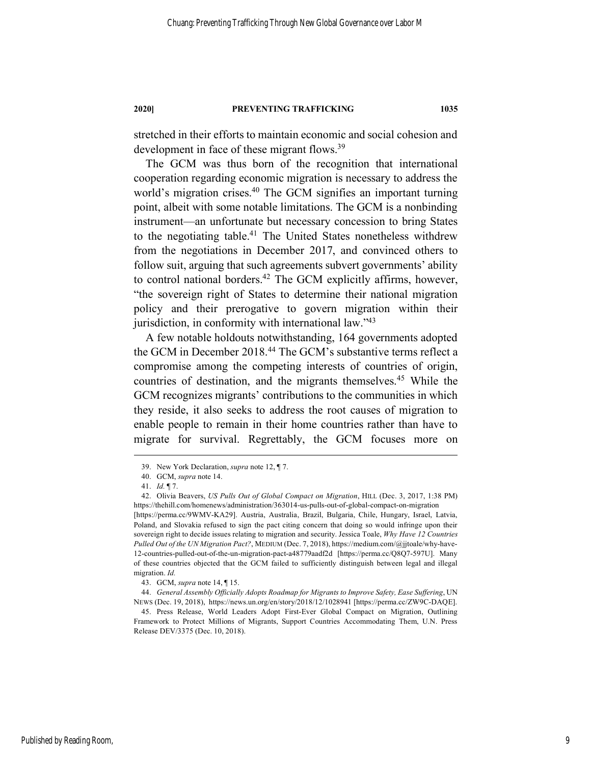stretched in their efforts to maintain economic and social cohesion and development in face of these migrant flows.[39]

The GCM was thus born of the recognition that international cooperation regarding economic migration is necessary to address the world's migration crises.[40] The GCM signifies an important turning point, albeit with some notable limitations. The GCM is a nonbinding instrument—an unfortunate but necessary concession to bring States to the negotiating table.[41] The United States nonetheless withdrew from the negotiations in December 2017, and convinced others to follow suit, arguing that such agreements subvert governments' ability to control national borders.[42] The GCM explicitly affirms, however, "the sovereign right of States to determine their national migration policy and their prerogative to govern migration within their jurisdiction, in conformity with international law."[43]

A few notable holdouts notwithstanding, 164 governments adopted the GCM in December 2018.[44] The GCM's substantive terms reflect a compromise among the competing interests of countries of origin, countries of destination, and the migrants themselves.[45] While the GCM recognizes migrants' contributions to the communities in which they reside, it also seeks to address the root causes of migration to enable people to remain in their home countries rather than have to migrate for survival. Regrettably, the GCM focuses more on

---

39. New York Declaration, *supra* note 12, ¶ 7.

40. GCM, *supra* note 14.

41. *Id.* ¶ 7.

42. Olivia Beavers, *US Pulls Out of Global Compact on Migration*, HILL (Dec. 3, 2017, 1:38 PM) https://thehill.com/homenews/administration/363014-us-pulls-out-of-global-compact-on-migration [https://perma.cc/9WMV-KA29]. Austria, Australia, Brazil, Bulgaria, Chile, Hungary, Israel, Latvia, Poland, and Slovakia refused to sign the pact citing concern that doing so would infringe upon their sovereign right to decide issues relating to migration and security. Jessica Toale, *Why Have 12 Countries Pulled Out of the UN Migration Pact?*, MEDIUM (Dec. 7, 2018), https://medium.com/@jjtoale/why-have-12-countries-pulled-out-of-the-un-migration-pact-a48779aadf2d [https://perma.cc/Q8Q7-597U]. Many of these countries objected that the GCM failed to sufficiently distinguish between legal and illegal migration. *Id.*

43. GCM, *supra* note 14, ¶ 15.

44. *General Assembly Officially Adopts Roadmap for Migrants to Improve Safety, Ease Suffering*, UN NEWS (Dec. 19, 2018), https://news.un.org/en/story/2018/12/1028941 [https://perma.cc/ZW9C-DAQE].

45. Press Release, World Leaders Adopt First-Ever Global Compact on Migration, Outlining Framework to Protect Millions of Migrants, Support Countries Accommodating Them, U.N. Press Release DEV/3375 (Dec. 10, 2018).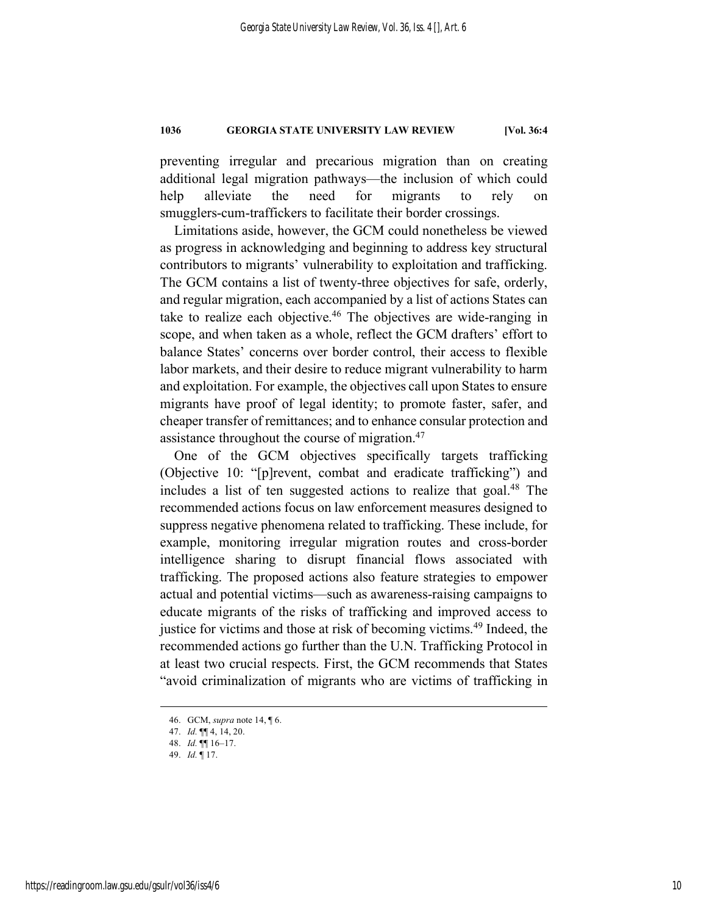preventing irregular and precarious migration than on creating additional legal migration pathways—the inclusion of which could help alleviate the need for migrants to rely on smugglers-cum-traffickers to facilitate their border crossings.

Limitations aside, however, the GCM could nonetheless be viewed as progress in acknowledging and beginning to address key structural contributors to migrants' vulnerability to exploitation and trafficking. The GCM contains a list of twenty-three objectives for safe, orderly, and regular migration, each accompanied by a list of actions States can take to realize each objective.[46] The objectives are wide-ranging in scope, and when taken as a whole, reflect the GCM drafters' effort to balance States' concerns over border control, their access to flexible labor markets, and their desire to reduce migrant vulnerability to harm and exploitation. For example, the objectives call upon States to ensure migrants have proof of legal identity; to promote faster, safer, and cheaper transfer of remittances; and to enhance consular protection and assistance throughout the course of migration.[47]

One of the GCM objectives specifically targets trafficking (Objective 10: "[p]revent, combat and eradicate trafficking") and includes a list of ten suggested actions to realize that goal.[48] The recommended actions focus on law enforcement measures designed to suppress negative phenomena related to trafficking. These include, for example, monitoring irregular migration routes and cross-border intelligence sharing to disrupt financial flows associated with trafficking. The proposed actions also feature strategies to empower actual and potential victims—such as awareness-raising campaigns to educate migrants of the risks of trafficking and improved access to justice for victims and those at risk of becoming victims.[49] Indeed, the recommended actions go further than the U.N. Trafficking Protocol in at least two crucial respects. First, the GCM recommends that States "avoid criminalization of migrants who are victims of trafficking in

---

46. GCM, *supra* note 14, ¶ 6.
47. *Id.* ¶¶ 4, 14, 20.
48. *Id.* ¶¶ 16–17.
49. *Id.* ¶ 17.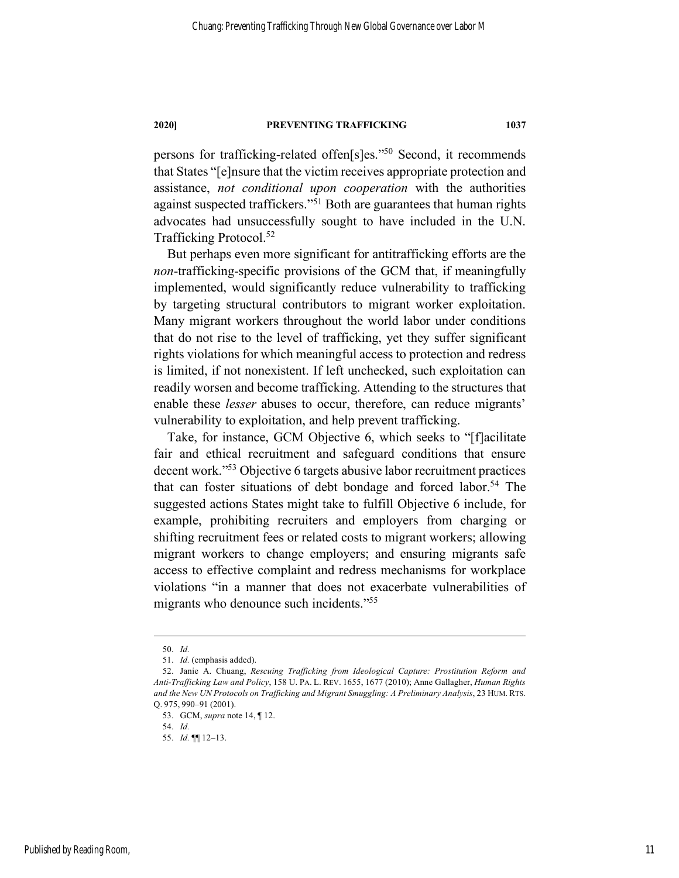persons for trafficking-related offen[s]es."[50] Second, it recommends that States "[e]nsure that the victim receives appropriate protection and assistance, *not conditional upon cooperation* with the authorities against suspected traffickers."[51] Both are guarantees that human rights advocates had unsuccessfully sought to have included in the U.N. Trafficking Protocol.[52]

But perhaps even more significant for antitrafficking efforts are the *non*-trafficking-specific provisions of the GCM that, if meaningfully implemented, would significantly reduce vulnerability to trafficking by targeting structural contributors to migrant worker exploitation. Many migrant workers throughout the world labor under conditions that do not rise to the level of trafficking, yet they suffer significant rights violations for which meaningful access to protection and redress is limited, if not nonexistent. If left unchecked, such exploitation can readily worsen and become trafficking. Attending to the structures that enable these *lesser* abuses to occur, therefore, can reduce migrants' vulnerability to exploitation, and help prevent trafficking.

Take, for instance, GCM Objective 6, which seeks to "[f]acilitate fair and ethical recruitment and safeguard conditions that ensure decent work."[53] Objective 6 targets abusive labor recruitment practices that can foster situations of debt bondage and forced labor.[54] The suggested actions States might take to fulfill Objective 6 include, for example, prohibiting recruiters and employers from charging or shifting recruitment fees or related costs to migrant workers; allowing migrant workers to change employers; and ensuring migrants safe access to effective complaint and redress mechanisms for workplace violations "in a manner that does not exacerbate vulnerabilities of migrants who denounce such incidents."[55]

---

50. *Id.*

51. *Id.* (emphasis added).

52. Janie A. Chuang, *Rescuing Trafficking from Ideological Capture: Prostitution Reform and Anti-Trafficking Law and Policy*, 158 U. PA. L. REV. 1655, 1677 (2010); Anne Gallagher, *Human Rights and the New UN Protocols on Trafficking and Migrant Smuggling: A Preliminary Analysis*, 23 HUM. RTS. Q. 975, 990–91 (2001).

53. GCM, *supra* note 14, ¶ 12.

54. *Id.*

55. *Id.* ¶¶ 12–13.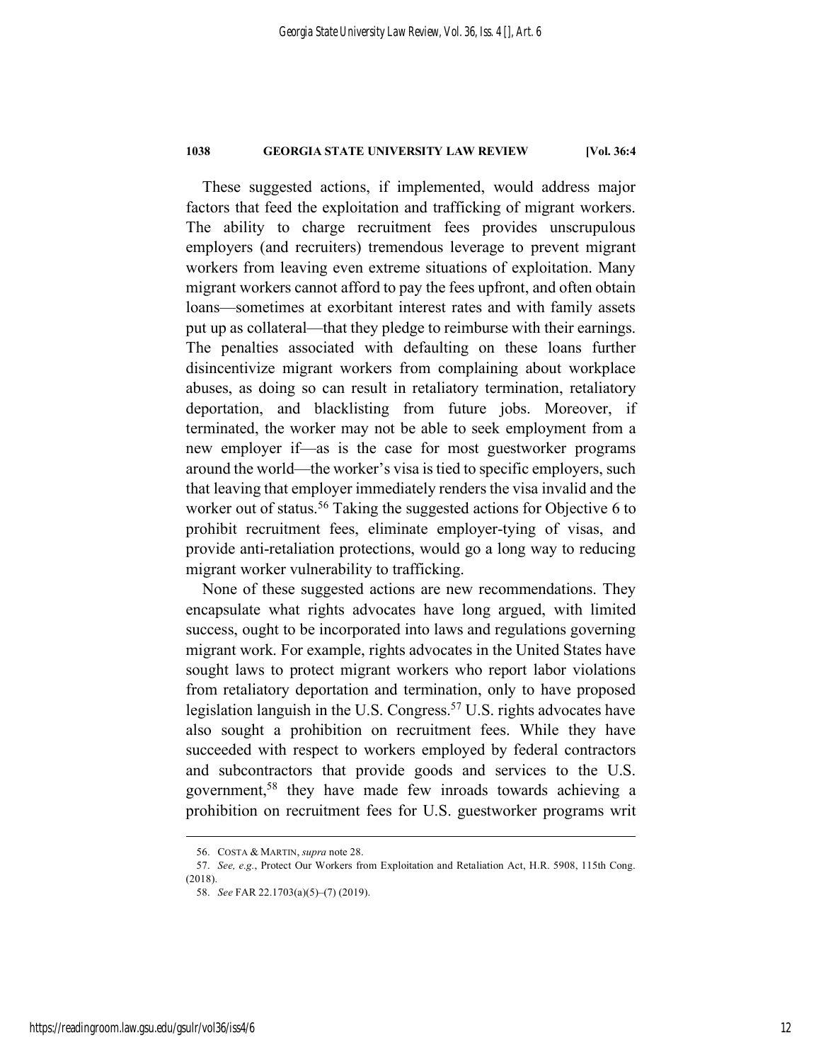These suggested actions, if implemented, would address major factors that feed the exploitation and trafficking of migrant workers. The ability to charge recruitment fees provides unscrupulous employers (and recruiters) tremendous leverage to prevent migrant workers from leaving even extreme situations of exploitation. Many migrant workers cannot afford to pay the fees upfront, and often obtain loans—sometimes at exorbitant interest rates and with family assets put up as collateral—that they pledge to reimburse with their earnings. The penalties associated with defaulting on these loans further disincentivize migrant workers from complaining about workplace abuses, as doing so can result in retaliatory termination, retaliatory deportation, and blacklisting from future jobs. Moreover, if terminated, the worker may not be able to seek employment from a new employer if—as is the case for most guestworker programs around the world—the worker's visa is tied to specific employers, such that leaving that employer immediately renders the visa invalid and the worker out of status.[56] Taking the suggested actions for Objective 6 to prohibit recruitment fees, eliminate employer-tying of visas, and provide anti-retaliation protections, would go a long way to reducing migrant worker vulnerability to trafficking.

None of these suggested actions are new recommendations. They encapsulate what rights advocates have long argued, with limited success, ought to be incorporated into laws and regulations governing migrant work. For example, rights advocates in the United States have sought laws to protect migrant workers who report labor violations from retaliatory deportation and termination, only to have proposed legislation languish in the U.S. Congress.[57] U.S. rights advocates have also sought a prohibition on recruitment fees. While they have succeeded with respect to workers employed by federal contractors and subcontractors that provide goods and services to the U.S. government,[58] they have made few inroads towards achieving a prohibition on recruitment fees for U.S. guestworker programs writ

56. COSTA & MARTIN, *supra* note 28.

57. *See, e.g.*, Protect Our Workers from Exploitation and Retaliation Act, H.R. 5908, 115th Cong. (2018).

58. *See* FAR 22.1703(a)(5)–(7) (2019).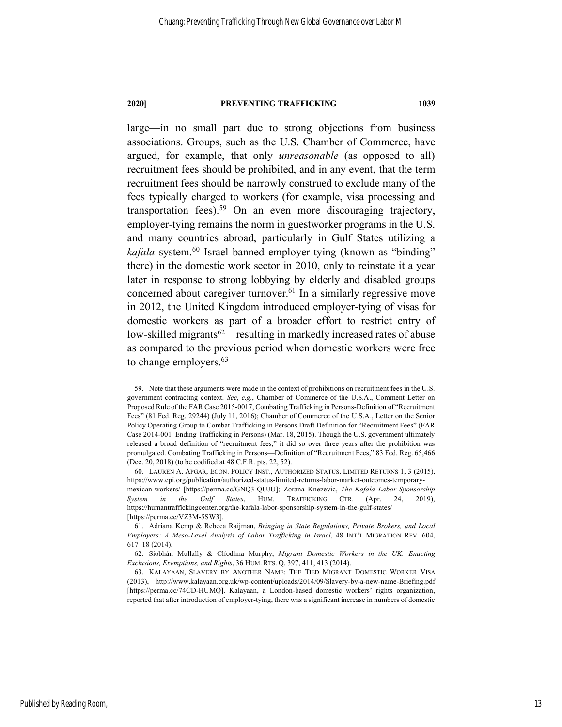large—in no small part due to strong objections from business associations. Groups, such as the U.S. Chamber of Commerce, have argued, for example, that only *unreasonable* (as opposed to all) recruitment fees should be prohibited, and in any event, that the term recruitment fees should be narrowly construed to exclude many of the fees typically charged to workers (for example, visa processing and transportation fees).[59] On an even more discouraging trajectory, employer-tying remains the norm in guestworker programs in the U.S. and many countries abroad, particularly in Gulf States utilizing a *kafala* system.[60] Israel banned employer-tying (known as "binding" there) in the domestic work sector in 2010, only to reinstate it a year later in response to strong lobbying by elderly and disabled groups concerned about caregiver turnover.[61] In a similarly regressive move in 2012, the United Kingdom introduced employer-tying of visas for domestic workers as part of a broader effort to restrict entry of low-skilled migrants[62]—resulting in markedly increased rates of abuse as compared to the previous period when domestic workers were free to change employers.[63]

---

59. Note that these arguments were made in the context of prohibitions on recruitment fees in the U.S. government contracting context. *See, e.g.*, Chamber of Commerce of the U.S.A., Comment Letter on Proposed Rule of the FAR Case 2015-0017, Combating Trafficking in Persons-Definition of "Recruitment Fees" (81 Fed. Reg. 29244) (July 11, 2016); Chamber of Commerce of the U.S.A., Letter on the Senior Policy Operating Group to Combat Trafficking in Persons Draft Definition for "Recruitment Fees" (FAR Case 2014-001–Ending Trafficking in Persons) (Mar. 18, 2015). Though the U.S. government ultimately released a broad definition of "recruitment fees," it did so over three years after the prohibition was promulgated. Combating Trafficking in Persons—Definition of "Recruitment Fees," 83 Fed. Reg. 65,466 (Dec. 20, 2018) (to be codified at 48 C.F.R. pts. 22, 52).

60. LAUREN A. APGAR, ECON. POLICY INST., AUTHORIZED STATUS, LIMITED RETURNS 1, 3 (2015), https://www.epi.org/publication/authorized-status-limited-returns-labor-market-outcomes-temporary-mexican-workers/ [https://perma.cc/GNQ3-QUJU]; Zorana Knezevic, *The Kafala Labor-Sponsorship System in the Gulf States*, HUM. TRAFFICKING CTR. (Apr. 24, 2019), https://humantraffickingcenter.org/the-kafala-labor-sponsorship-system-in-the-gulf-states/ [https://perma.cc/VZ3M-5SW3].

61. Adriana Kemp & Rebeca Raijman, *Bringing in State Regulations, Private Brokers, and Local Employers: A Meso-Level Analysis of Labor Trafficking in Israel*, 48 INT'L MIGRATION REV. 604, 617–18 (2014).

62. Siobhán Mullally & Clíodhna Murphy, *Migrant Domestic Workers in the UK: Enacting Exclusions, Exemptions, and Rights*, 36 HUM. RTS. Q. 397, 411, 413 (2014).

63. KALAYAAN, SLAVERY BY ANOTHER NAME: THE TIED MIGRANT DOMESTIC WORKER VISA (2013), http://www.kalayaan.org.uk/wp-content/uploads/2014/09/Slavery-by-a-new-name-Briefing.pdf [https://perma.cc/74CD-HUMQ]. Kalayaan, a London-based domestic workers' rights organization, reported that after introduction of employer-tying, there was a significant increase in numbers of domestic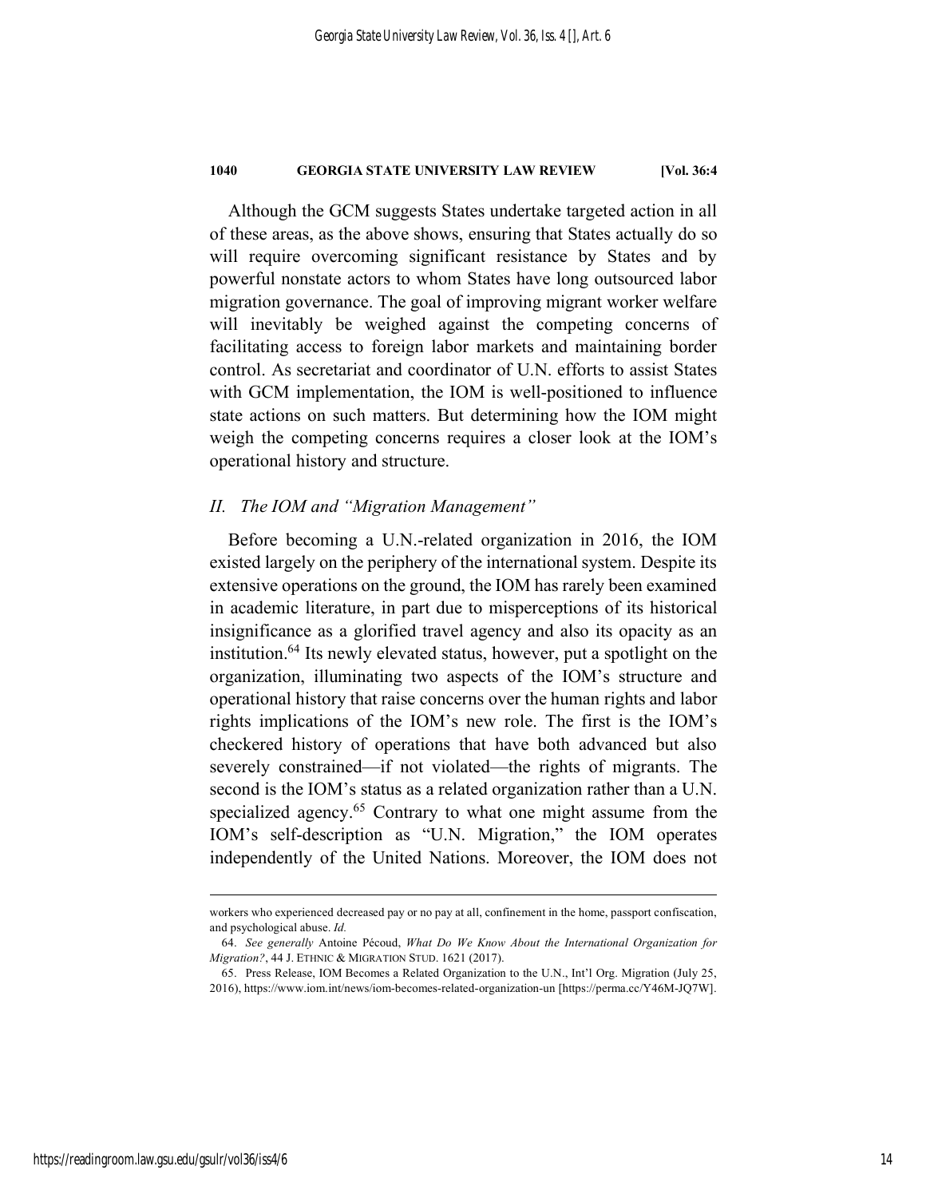Although the GCM suggests States undertake targeted action in all of these areas, as the above shows, ensuring that States actually do so will require overcoming significant resistance by States and by powerful nonstate actors to whom States have long outsourced labor migration governance. The goal of improving migrant worker welfare will inevitably be weighed against the competing concerns of facilitating access to foreign labor markets and maintaining border control. As secretariat and coordinator of U.N. efforts to assist States with GCM implementation, the IOM is well-positioned to influence state actions on such matters. But determining how the IOM might weigh the competing concerns requires a closer look at the IOM's operational history and structure.

## *II. The IOM and "Migration Management"*

Before becoming a U.N.-related organization in 2016, the IOM existed largely on the periphery of the international system. Despite its extensive operations on the ground, the IOM has rarely been examined in academic literature, in part due to misperceptions of its historical insignificance as a glorified travel agency and also its opacity as an institution.[64] Its newly elevated status, however, put a spotlight on the organization, illuminating two aspects of the IOM's structure and operational history that raise concerns over the human rights and labor rights implications of the IOM's new role. The first is the IOM's checkered history of operations that have both advanced but also severely constrained—if not violated—the rights of migrants. The second is the IOM's status as a related organization rather than a U.N. specialized agency.[65] Contrary to what one might assume from the IOM's self-description as "U.N. Migration," the IOM operates independently of the United Nations. Moreover, the IOM does not

---

workers who experienced decreased pay or no pay at all, confinement in the home, passport confiscation, and psychological abuse. *Id.*

64. *See generally* Antoine Pécoud, *What Do We Know About the International Organization for Migration?*, 44 J. ETHNIC & MIGRATION STUD. 1621 (2017).

65. Press Release, IOM Becomes a Related Organization to the U.N., Int'l Org. Migration (July 25, 2016), https://www.iom.int/news/iom-becomes-related-organization-un [https://perma.cc/Y46M-JQ7W].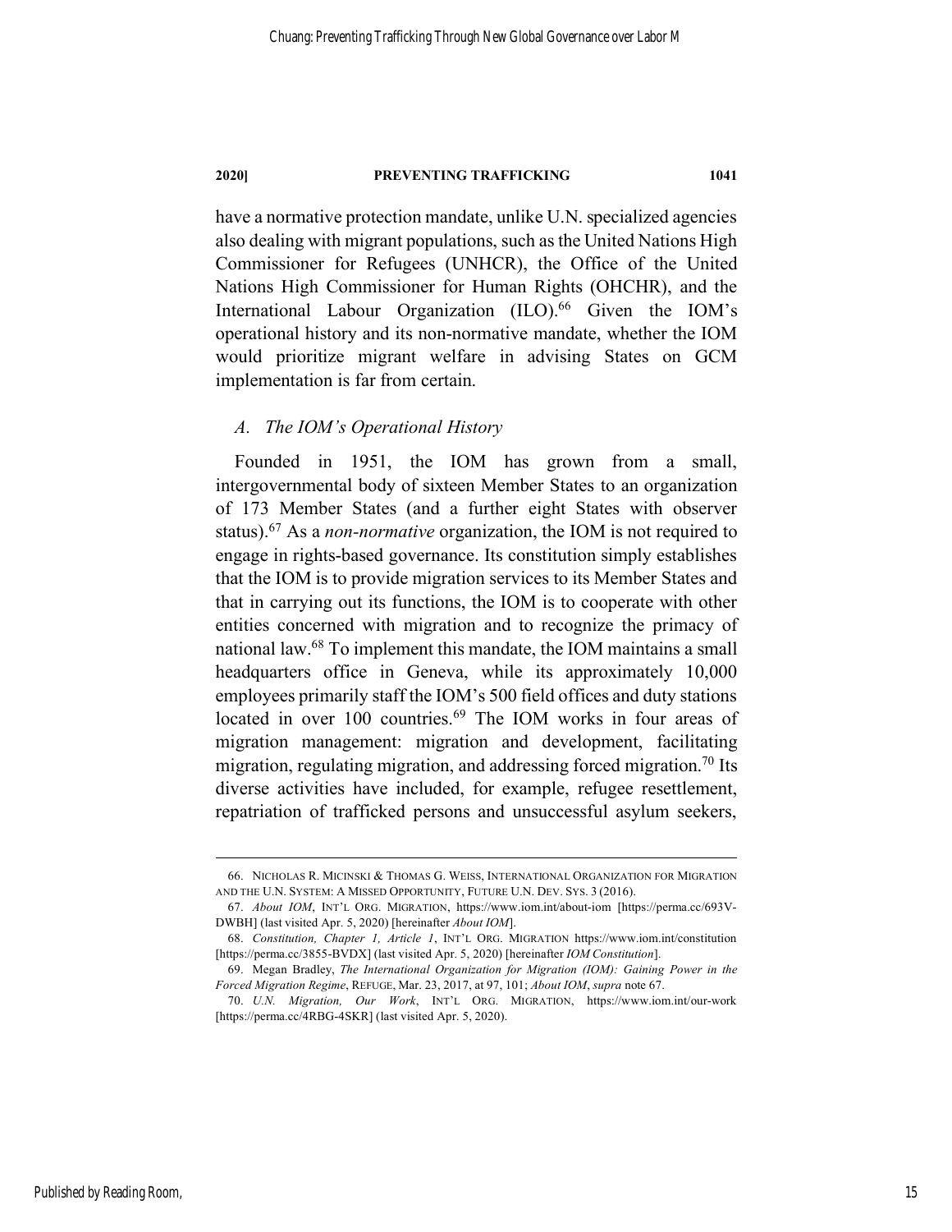have a normative protection mandate, unlike U.N. specialized agencies also dealing with migrant populations, such as the United Nations High Commissioner for Refugees (UNHCR), the Office of the United Nations High Commissioner for Human Rights (OHCHR), and the International Labour Organization (ILO).[66] Given the IOM's operational history and its non-normative mandate, whether the IOM would prioritize migrant welfare in advising States on GCM implementation is far from certain.

### *A. The IOM's Operational History*

Founded in 1951, the IOM has grown from a small, intergovernmental body of sixteen Member States to an organization of 173 Member States (and a further eight States with observer status).[67] As a *non-normative* organization, the IOM is not required to engage in rights-based governance. Its constitution simply establishes that the IOM is to provide migration services to its Member States and that in carrying out its functions, the IOM is to cooperate with other entities concerned with migration and to recognize the primacy of national law.[68] To implement this mandate, the IOM maintains a small headquarters office in Geneva, while its approximately 10,000 employees primarily staff the IOM's 500 field offices and duty stations located in over 100 countries.[69] The IOM works in four areas of migration management: migration and development, facilitating migration, regulating migration, and addressing forced migration.[70] Its diverse activities have included, for example, refugee resettlement, repatriation of trafficked persons and unsuccessful asylum seekers,

---

66. NICHOLAS R. MICINSKI & THOMAS G. WEISS, INTERNATIONAL ORGANIZATION FOR MIGRATION AND THE U.N. SYSTEM: A MISSED OPPORTUNITY, FUTURE U.N. DEV. SYS. 3 (2016).

67. *About IOM*, INT'L ORG. MIGRATION, https://www.iom.int/about-iom [https://perma.cc/693V-DWBH] (last visited Apr. 5, 2020) [hereinafter *About IOM*].

68. *Constitution, Chapter 1, Article 1*, INT'L ORG. MIGRATION https://www.iom.int/constitution [https://perma.cc/3855-BVDX] (last visited Apr. 5, 2020) [hereinafter *IOM Constitution*].

69. Megan Bradley, *The International Organization for Migration (IOM): Gaining Power in the Forced Migration Regime*, REFUGE, Mar. 23, 2017, at 97, 101; *About IOM*, *supra* note 67.

70. *U.N. Migration, Our Work*, INT'L ORG. MIGRATION, https://www.iom.int/our-work [https://perma.cc/4RBG-4SKR] (last visited Apr. 5, 2020).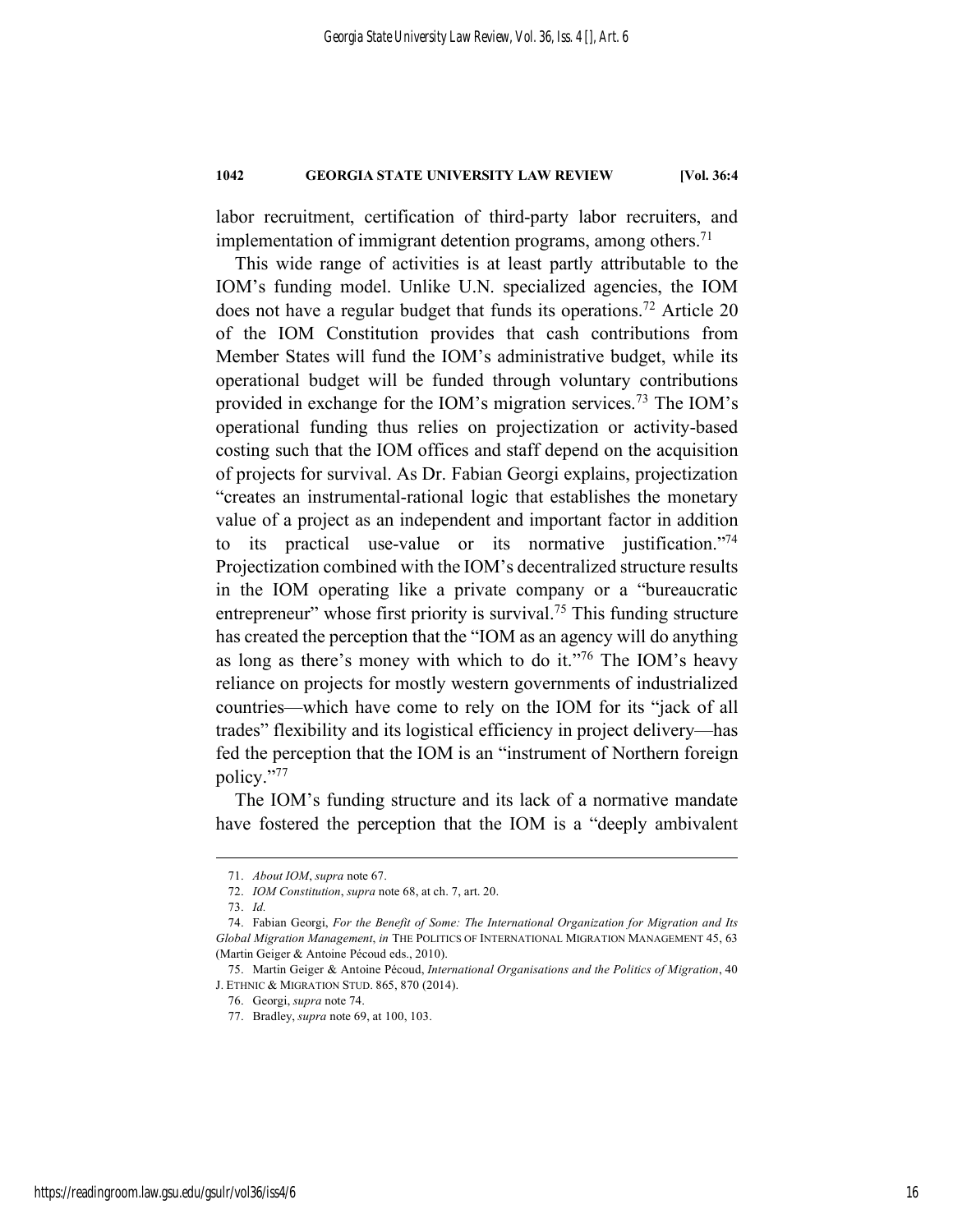labor recruitment, certification of third-party labor recruiters, and implementation of immigrant detention programs, among others.[71]

This wide range of activities is at least partly attributable to the IOM's funding model. Unlike U.N. specialized agencies, the IOM does not have a regular budget that funds its operations.[72] Article 20 of the IOM Constitution provides that cash contributions from Member States will fund the IOM's administrative budget, while its operational budget will be funded through voluntary contributions provided in exchange for the IOM's migration services.[73] The IOM's operational funding thus relies on projectization or activity-based costing such that the IOM offices and staff depend on the acquisition of projects for survival. As Dr. Fabian Georgi explains, projectization "creates an instrumental-rational logic that establishes the monetary value of a project as an independent and important factor in addition to its practical use-value or its normative justification."[74] Projectization combined with the IOM's decentralized structure results in the IOM operating like a private company or a "bureaucratic entrepreneur" whose first priority is survival.[75] This funding structure has created the perception that the "IOM as an agency will do anything as long as there's money with which to do it."[76] The IOM's heavy reliance on projects for mostly western governments of industrialized countries—which have come to rely on the IOM for its "jack of all trades" flexibility and its logistical efficiency in project delivery—has fed the perception that the IOM is an "instrument of Northern foreign policy."[77]

The IOM's funding structure and its lack of a normative mandate have fostered the perception that the IOM is a "deeply ambivalent

---

71. *About IOM*, *supra* note 67.

72. *IOM Constitution*, *supra* note 68, at ch. 7, art. 20.

73. *Id.*

74. Fabian Georgi, *For the Benefit of Some: The International Organization for Migration and Its Global Migration Management*, *in* THE POLITICS OF INTERNATIONAL MIGRATION MANAGEMENT 45, 63 (Martin Geiger & Antoine Pécoud eds., 2010).

75. Martin Geiger & Antoine Pécoud, *International Organisations and the Politics of Migration*, 40 J. ETHNIC & MIGRATION STUD. 865, 870 (2014).

76. Georgi, *supra* note 74.

77. Bradley, *supra* note 69, at 100, 103.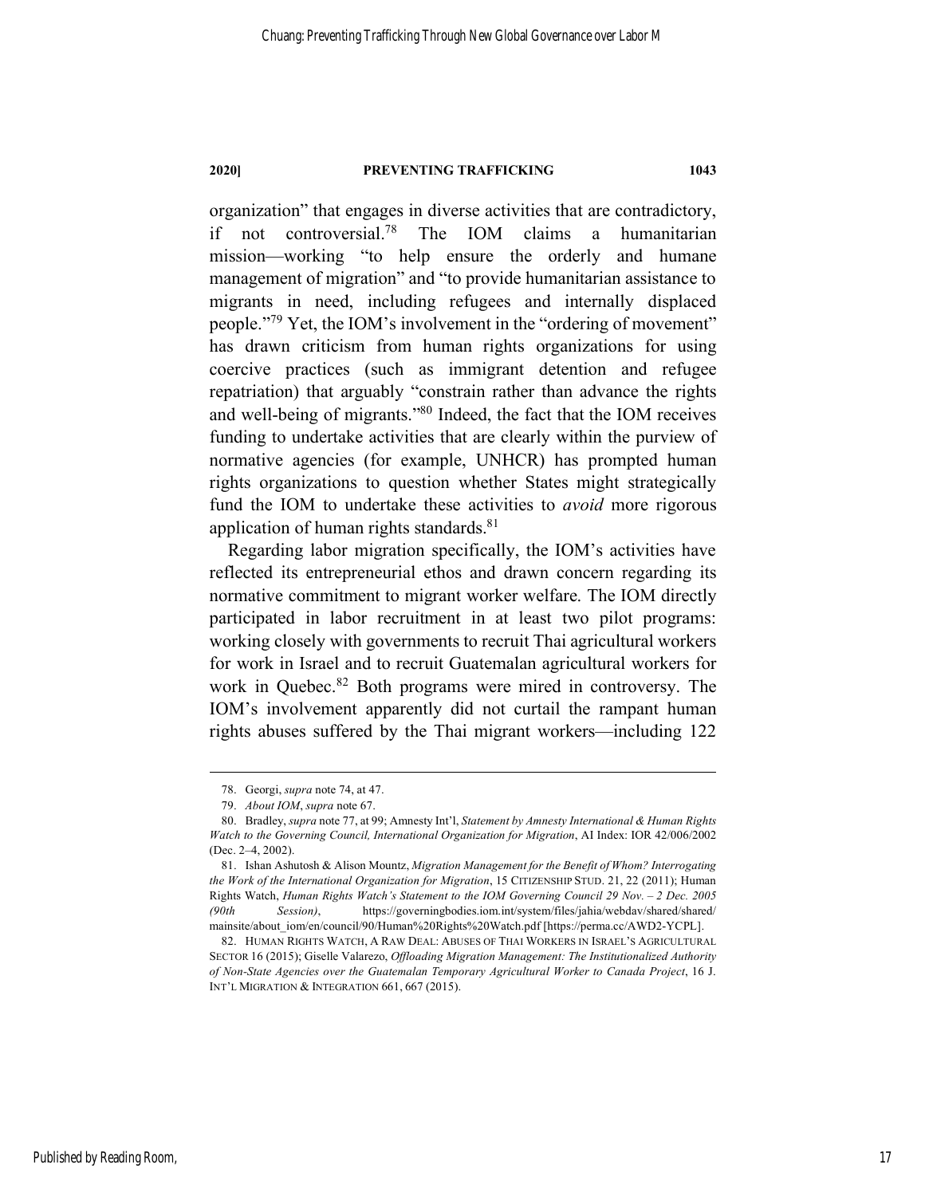organization" that engages in diverse activities that are contradictory, if not controversial.[78] The IOM claims a humanitarian mission—working "to help ensure the orderly and humane management of migration" and "to provide humanitarian assistance to migrants in need, including refugees and internally displaced people."[79] Yet, the IOM's involvement in the "ordering of movement" has drawn criticism from human rights organizations for using coercive practices (such as immigrant detention and refugee repatriation) that arguably "constrain rather than advance the rights and well-being of migrants."[80] Indeed, the fact that the IOM receives funding to undertake activities that are clearly within the purview of normative agencies (for example, UNHCR) has prompted human rights organizations to question whether States might strategically fund the IOM to undertake these activities to *avoid* more rigorous application of human rights standards.[81]

Regarding labor migration specifically, the IOM's activities have reflected its entrepreneurial ethos and drawn concern regarding its normative commitment to migrant worker welfare. The IOM directly participated in labor recruitment in at least two pilot programs: working closely with governments to recruit Thai agricultural workers for work in Israel and to recruit Guatemalan agricultural workers for work in Quebec.[82] Both programs were mired in controversy. The IOM's involvement apparently did not curtail the rampant human rights abuses suffered by the Thai migrant workers—including 122

---

78. Georgi, *supra* note 74, at 47.

79. *About IOM*, *supra* note 67.

80. Bradley, *supra* note 77, at 99; Amnesty Int'l, *Statement by Amnesty International & Human Rights Watch to the Governing Council, International Organization for Migration*, AI Index: IOR 42/006/2002 (Dec. 2–4, 2002).

81. Ishan Ashutosh & Alison Mountz, *Migration Management for the Benefit of Whom? Interrogating the Work of the International Organization for Migration*, 15 CITIZENSHIP STUD. 21, 22 (2011); Human Rights Watch, *Human Rights Watch's Statement to the IOM Governing Council 29 Nov. – 2 Dec. 2005 (90th Session)*, https://governingbodies.iom.int/system/files/jahia/webdav/shared/shared/mainsite/about_iom/en/council/90/Human%20Rights%20Watch.pdf [https://perma.cc/AWD2-YCPL].

82. HUMAN RIGHTS WATCH, A RAW DEAL: ABUSES OF THAI WORKERS IN ISRAEL'S AGRICULTURAL SECTOR 16 (2015); Giselle Valarezo, *Offloading Migration Management: The Institutionalized Authority of Non-State Agencies over the Guatemalan Temporary Agricultural Worker to Canada Project*, 16 J. INT'L MIGRATION & INTEGRATION 661, 667 (2015).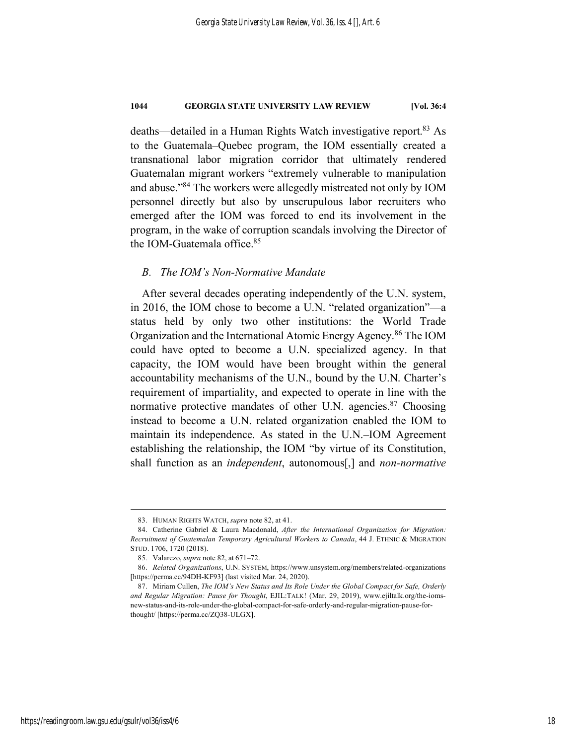deaths—detailed in a Human Rights Watch investigative report.[83] As to the Guatemala–Quebec program, the IOM essentially created a transnational labor migration corridor that ultimately rendered Guatemalan migrant workers "extremely vulnerable to manipulation and abuse."[84] The workers were allegedly mistreated not only by IOM personnel directly but also by unscrupulous labor recruiters who emerged after the IOM was forced to end its involvement in the program, in the wake of corruption scandals involving the Director of the IOM-Guatemala office.[85]

### *B. The IOM's Non-Normative Mandate*

After several decades operating independently of the U.N. system, in 2016, the IOM chose to become a U.N. "related organization"—a status held by only two other institutions: the World Trade Organization and the International Atomic Energy Agency.[86] The IOM could have opted to become a U.N. specialized agency. In that capacity, the IOM would have been brought within the general accountability mechanisms of the U.N., bound by the U.N. Charter's requirement of impartiality, and expected to operate in line with the normative protective mandates of other U.N. agencies.[87] Choosing instead to become a U.N. related organization enabled the IOM to maintain its independence. As stated in the U.N.–IOM Agreement establishing the relationship, the IOM "by virtue of its Constitution, shall function as an *independent*, autonomous[,] and *non-normative*

---

83. HUMAN RIGHTS WATCH, *supra* note 82, at 41.

84. Catherine Gabriel & Laura Macdonald, *After the International Organization for Migration: Recruitment of Guatemalan Temporary Agricultural Workers to Canada*, 44 J. ETHNIC & MIGRATION STUD. 1706, 1720 (2018).

85. Valarezo, *supra* note 82, at 671–72.

86. *Related Organizations*, U.N. SYSTEM, https://www.unsystem.org/members/related-organizations [https://perma.cc/94DH-KF93] (last visited Mar. 24, 2020).

87. Miriam Cullen, *The IOM's New Status and Its Role Under the Global Compact for Safe, Orderly and Regular Migration: Pause for Thought*, EJIL:TALK! (Mar. 29, 2019), www.ejiltalk.org/the-ioms-new-status-and-its-role-under-the-global-compact-for-safe-orderly-and-regular-migration-pause-for-thought/ [https://perma.cc/ZQ38-ULGX].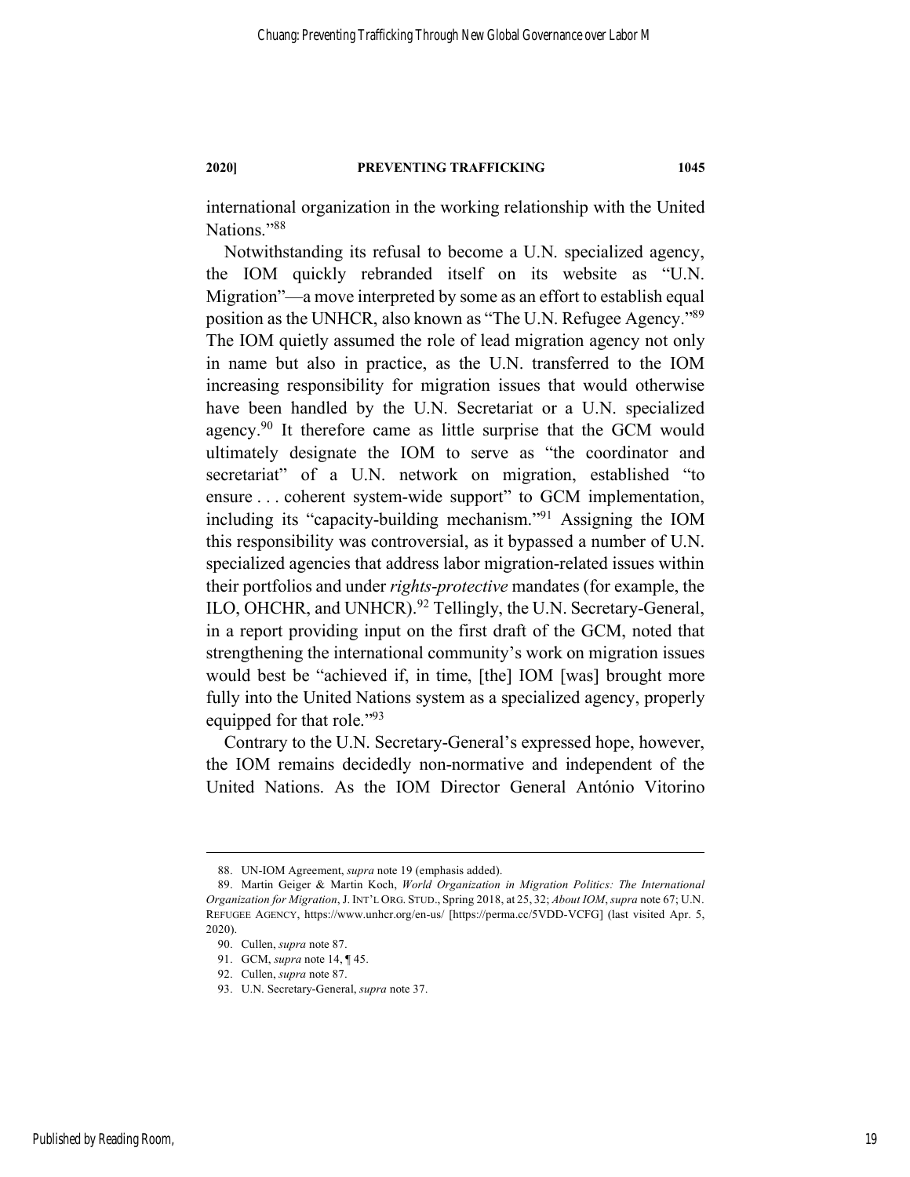international organization in the working relationship with the United Nations."[88]

Notwithstanding its refusal to become a U.N. specialized agency, the IOM quickly rebranded itself on its website as "U.N. Migration"—a move interpreted by some as an effort to establish equal position as the UNHCR, also known as "The U.N. Refugee Agency."[89] The IOM quietly assumed the role of lead migration agency not only in name but also in practice, as the U.N. transferred to the IOM increasing responsibility for migration issues that would otherwise have been handled by the U.N. Secretariat or a U.N. specialized agency.[90] It therefore came as little surprise that the GCM would ultimately designate the IOM to serve as "the coordinator and secretariat" of a U.N. network on migration, established "to ensure . . . coherent system-wide support" to GCM implementation, including its "capacity-building mechanism."[91] Assigning the IOM this responsibility was controversial, as it bypassed a number of U.N. specialized agencies that address labor migration-related issues within their portfolios and under *rights-protective* mandates (for example, the ILO, OHCHR, and UNHCR).[92] Tellingly, the U.N. Secretary-General, in a report providing input on the first draft of the GCM, noted that strengthening the international community's work on migration issues would best be "achieved if, in time, [the] IOM [was] brought more fully into the United Nations system as a specialized agency, properly equipped for that role."[93]

Contrary to the U.N. Secretary-General's expressed hope, however, the IOM remains decidedly non-normative and independent of the United Nations. As the IOM Director General António Vitorino

---

88. UN-IOM Agreement, *supra* note 19 (emphasis added).

89. Martin Geiger & Martin Koch, *World Organization in Migration Politics: The International Organization for Migration*, J. INT'L ORG. STUD., Spring 2018, at 25, 32; *About IOM*, *supra* note 67; U.N. REFUGEE AGENCY, https://www.unhcr.org/en-us/ [https://perma.cc/5VDD-VCFG] (last visited Apr. 5, 2020).

90. Cullen, *supra* note 87.

91. GCM, *supra* note 14, ¶ 45.

92. Cullen, *supra* note 87.

93. U.N. Secretary-General, *supra* note 37.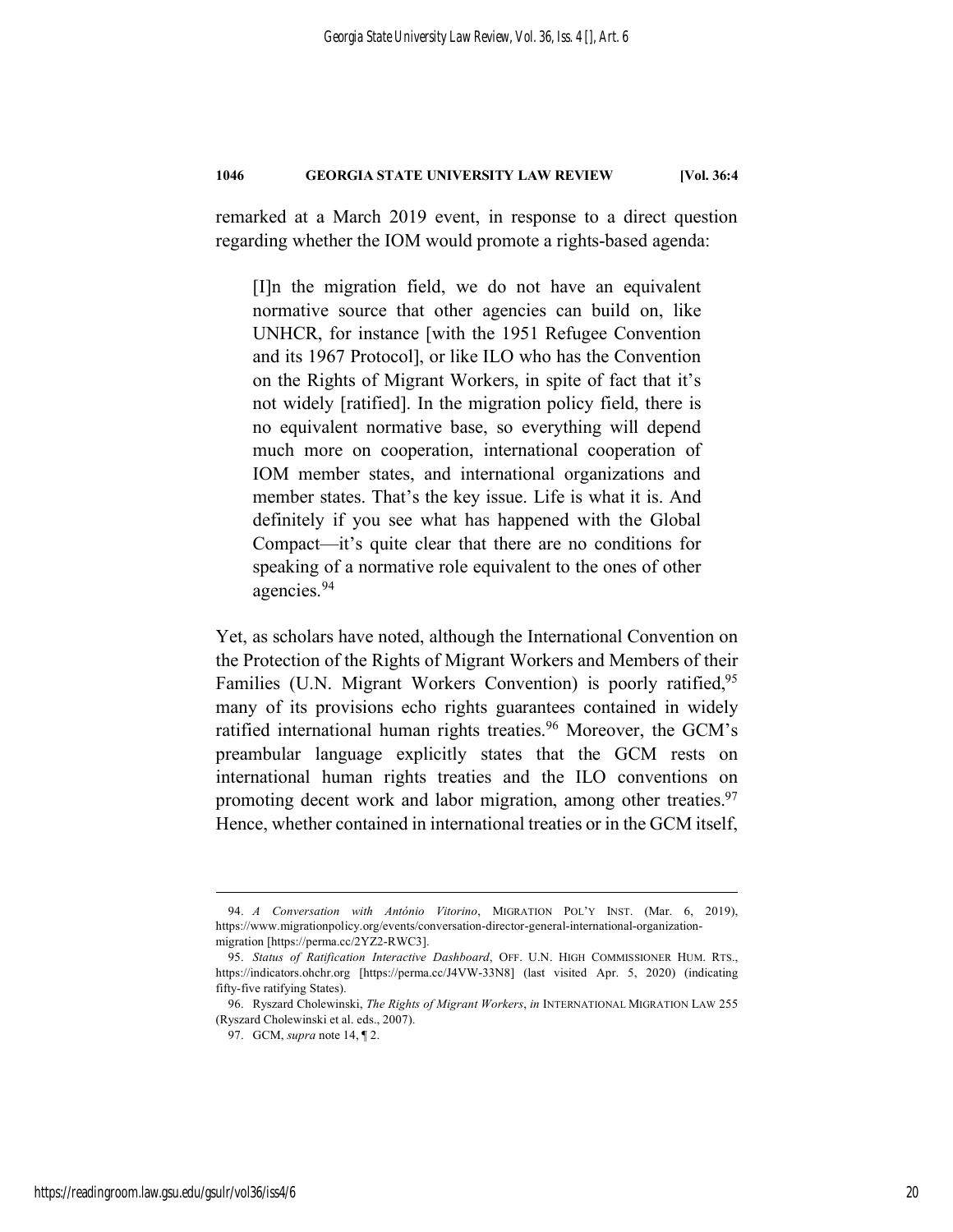remarked at a March 2019 event, in response to a direct question regarding whether the IOM would promote a rights-based agenda:

> [I]n the migration field, we do not have an equivalent normative source that other agencies can build on, like UNHCR, for instance [with the 1951 Refugee Convention and its 1967 Protocol], or like ILO who has the Convention on the Rights of Migrant Workers, in spite of fact that it's not widely [ratified]. In the migration policy field, there is no equivalent normative base, so everything will depend much more on cooperation, international cooperation of IOM member states, and international organizations and member states. That's the key issue. Life is what it is. And definitely if you see what has happened with the Global Compact—it's quite clear that there are no conditions for speaking of a normative role equivalent to the ones of other agencies.[94]

Yet, as scholars have noted, although the International Convention on the Protection of the Rights of Migrant Workers and Members of their Families (U.N. Migrant Workers Convention) is poorly ratified,[95] many of its provisions echo rights guarantees contained in widely ratified international human rights treaties.[96] Moreover, the GCM's preambular language explicitly states that the GCM rests on international human rights treaties and the ILO conventions on promoting decent work and labor migration, among other treaties.[97] Hence, whether contained in international treaties or in the GCM itself,

---

94. *A Conversation with António Vitorino*, MIGRATION POL'Y INST. (Mar. 6, 2019), https://www.migrationpolicy.org/events/conversation-director-general-international-organization-migration [https://perma.cc/2YZ2-RWC3].

95. *Status of Ratification Interactive Dashboard*, OFF. U.N. HIGH COMMISSIONER HUM. RTS., https://indicators.ohchr.org [https://perma.cc/J4VW-33N8] (last visited Apr. 5, 2020) (indicating fifty-five ratifying States).

96. Ryszard Cholewinski, *The Rights of Migrant Workers*, *in* INTERNATIONAL MIGRATION LAW 255 (Ryszard Cholewinski et al. eds., 2007).

97. GCM, *supra* note 14, ¶ 2.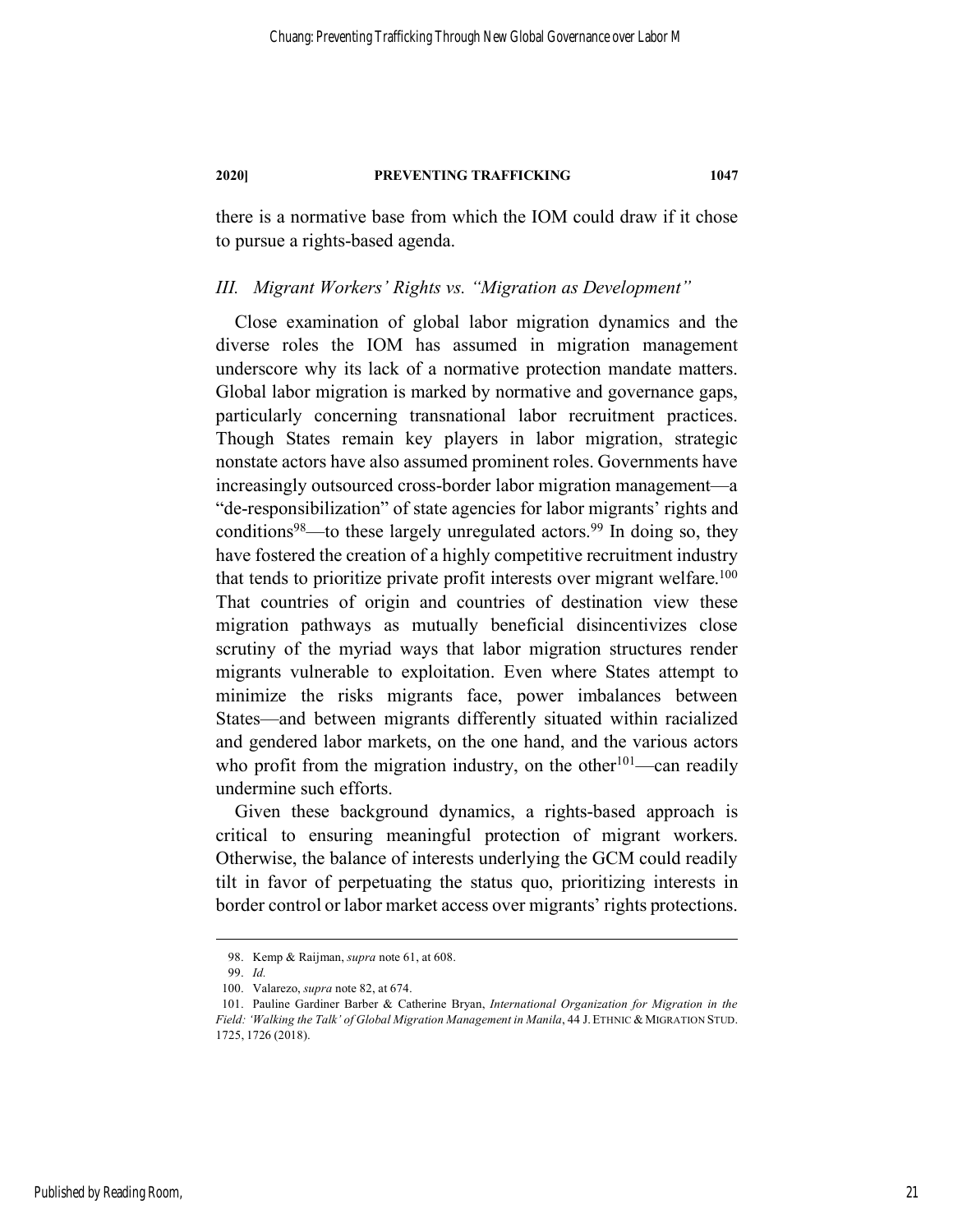there is a normative base from which the IOM could draw if it chose to pursue a rights-based agenda.

### *III. Migrant Workers' Rights vs. "Migration as Development"*

Close examination of global labor migration dynamics and the diverse roles the IOM has assumed in migration management underscore why its lack of a normative protection mandate matters. Global labor migration is marked by normative and governance gaps, particularly concerning transnational labor recruitment practices. Though States remain key players in labor migration, strategic nonstate actors have also assumed prominent roles. Governments have increasingly outsourced cross-border labor migration management—a "de-responsibilization" of state agencies for labor migrants' rights and conditions[98]—to these largely unregulated actors.[99] In doing so, they have fostered the creation of a highly competitive recruitment industry that tends to prioritize private profit interests over migrant welfare.[100] That countries of origin and countries of destination view these migration pathways as mutually beneficial disincentivizes close scrutiny of the myriad ways that labor migration structures render migrants vulnerable to exploitation. Even where States attempt to minimize the risks migrants face, power imbalances between States—and between migrants differently situated within racialized and gendered labor markets, on the one hand, and the various actors who profit from the migration industry, on the other[101]—can readily undermine such efforts.

Given these background dynamics, a rights-based approach is critical to ensuring meaningful protection of migrant workers. Otherwise, the balance of interests underlying the GCM could readily tilt in favor of perpetuating the status quo, prioritizing interests in border control or labor market access over migrants' rights protections.

---

98. Kemp & Raijman, *supra* note 61, at 608.

99. *Id.*

100. Valarezo, *supra* note 82, at 674.

101. Pauline Gardiner Barber & Catherine Bryan, *International Organization for Migration in the Field: 'Walking the Talk' of Global Migration Management in Manila*, 44 J. ETHNIC & MIGRATION STUD. 1725, 1726 (2018).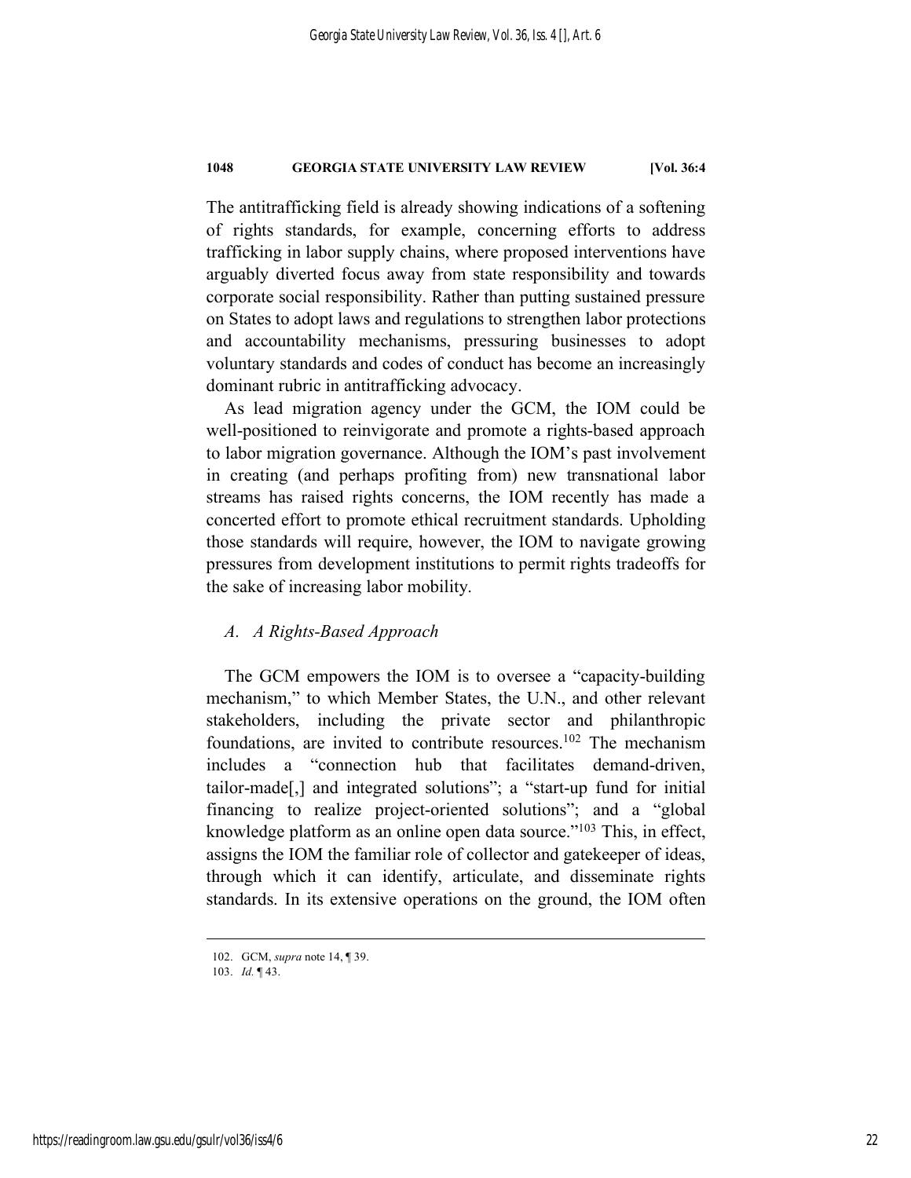The antitrafficking field is already showing indications of a softening of rights standards, for example, concerning efforts to address trafficking in labor supply chains, where proposed interventions have arguably diverted focus away from state responsibility and towards corporate social responsibility. Rather than putting sustained pressure on States to adopt laws and regulations to strengthen labor protections and accountability mechanisms, pressuring businesses to adopt voluntary standards and codes of conduct has become an increasingly dominant rubric in antitrafficking advocacy.

As lead migration agency under the GCM, the IOM could be well-positioned to reinvigorate and promote a rights-based approach to labor migration governance. Although the IOM's past involvement in creating (and perhaps profiting from) new transnational labor streams has raised rights concerns, the IOM recently has made a concerted effort to promote ethical recruitment standards. Upholding those standards will require, however, the IOM to navigate growing pressures from development institutions to permit rights tradeoffs for the sake of increasing labor mobility.

### *A. A Rights-Based Approach*

The GCM empowers the IOM is to oversee a "capacity-building mechanism," to which Member States, the U.N., and other relevant stakeholders, including the private sector and philanthropic foundations, are invited to contribute resources.[102] The mechanism includes a "connection hub that facilitates demand-driven, tailor-made[,] and integrated solutions"; a "start-up fund for initial financing to realize project-oriented solutions"; and a "global knowledge platform as an online open data source."[103] This, in effect, assigns the IOM the familiar role of collector and gatekeeper of ideas, through which it can identify, articulate, and disseminate rights standards. In its extensive operations on the ground, the IOM often

---

102. GCM, *supra* note 14, ¶ 39.

103. *Id.* ¶ 43.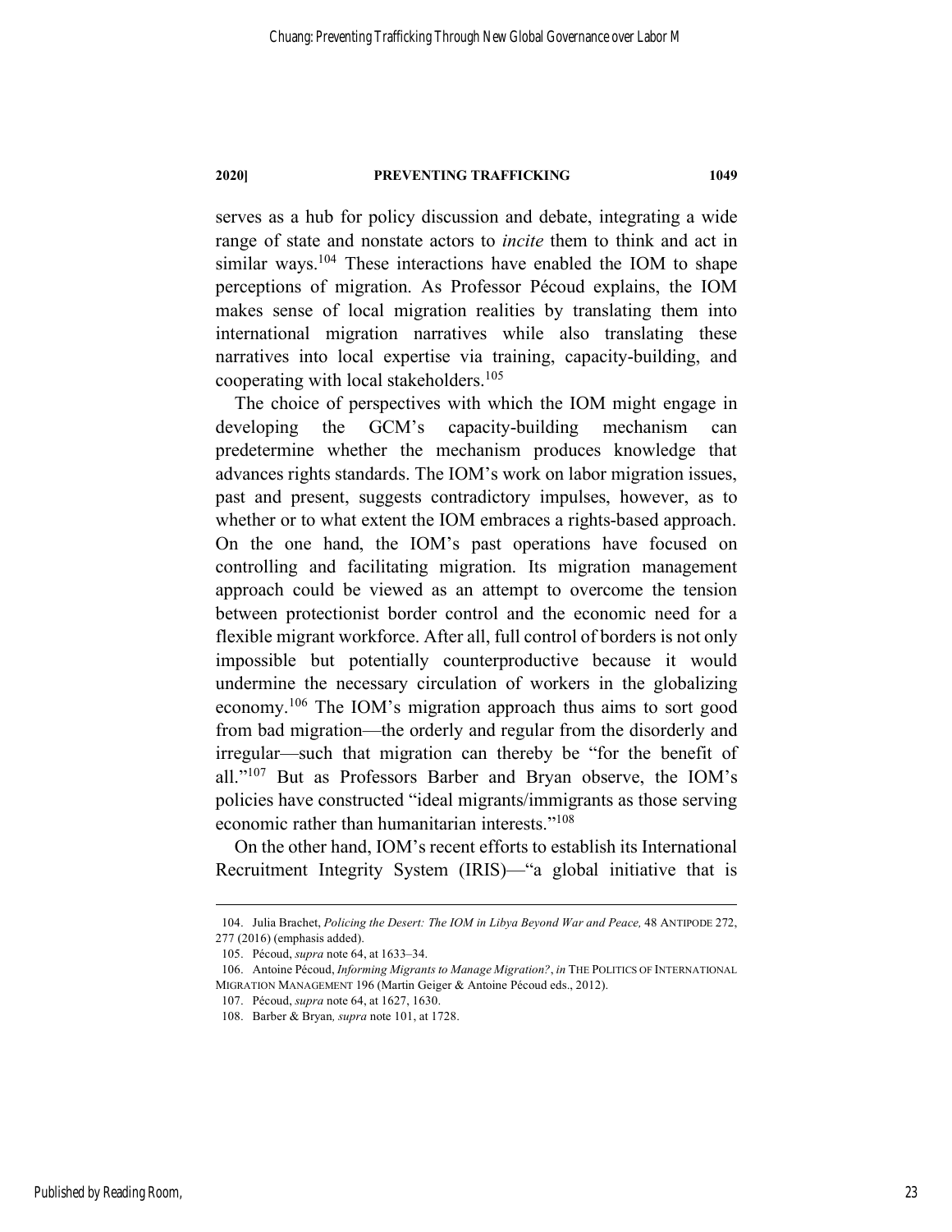serves as a hub for policy discussion and debate, integrating a wide range of state and nonstate actors to *incite* them to think and act in similar ways.[104] These interactions have enabled the IOM to shape perceptions of migration. As Professor Pécoud explains, the IOM makes sense of local migration realities by translating them into international migration narratives while also translating these narratives into local expertise via training, capacity-building, and cooperating with local stakeholders.[105]

The choice of perspectives with which the IOM might engage in developing the GCM's capacity-building mechanism can predetermine whether the mechanism produces knowledge that advances rights standards. The IOM's work on labor migration issues, past and present, suggests contradictory impulses, however, as to whether or to what extent the IOM embraces a rights-based approach. On the one hand, the IOM's past operations have focused on controlling and facilitating migration. Its migration management approach could be viewed as an attempt to overcome the tension between protectionist border control and the economic need for a flexible migrant workforce. After all, full control of borders is not only impossible but potentially counterproductive because it would undermine the necessary circulation of workers in the globalizing economy.[106] The IOM's migration approach thus aims to sort good from bad migration—the orderly and regular from the disorderly and irregular—such that migration can thereby be "for the benefit of all."[107] But as Professors Barber and Bryan observe, the IOM's policies have constructed "ideal migrants/immigrants as those serving economic rather than humanitarian interests."[108]

On the other hand, IOM's recent efforts to establish its International Recruitment Integrity System (IRIS)—"a global initiative that is

---

104. Julia Brachet, *Policing the Desert: The IOM in Libya Beyond War and Peace,* 48 ANTIPODE 272, 277 (2016) (emphasis added).

105. Pécoud, *supra* note 64, at 1633–34.

106. Antoine Pécoud, *Informing Migrants to Manage Migration?*, *in* THE POLITICS OF INTERNATIONAL MIGRATION MANAGEMENT 196 (Martin Geiger & Antoine Pécoud eds., 2012).

107. Pécoud, *supra* note 64, at 1627, 1630.

108. Barber & Bryan*, supra* note 101, at 1728.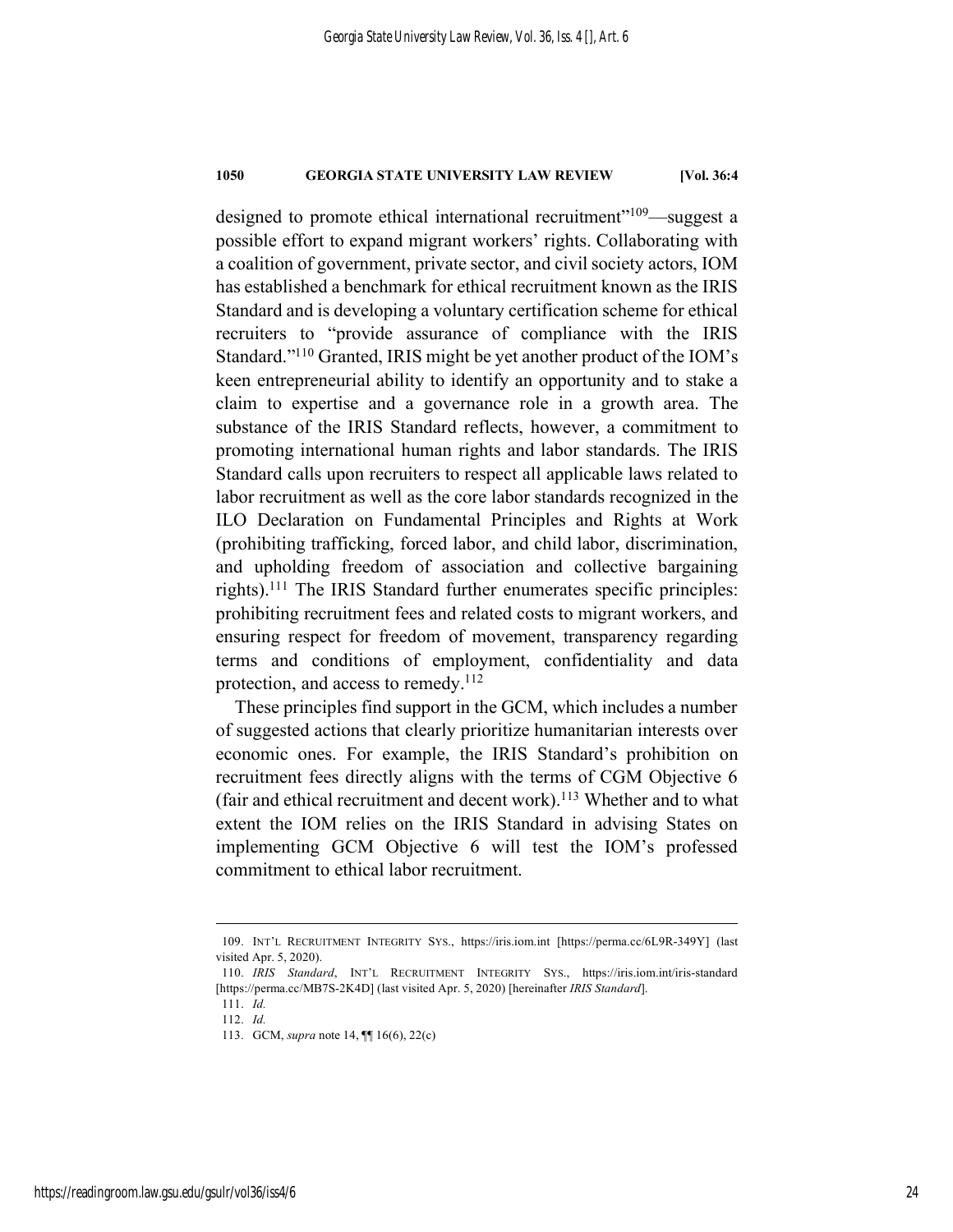designed to promote ethical international recruitment"[109]—suggest a possible effort to expand migrant workers' rights. Collaborating with a coalition of government, private sector, and civil society actors, IOM has established a benchmark for ethical recruitment known as the IRIS Standard and is developing a voluntary certification scheme for ethical recruiters to "provide assurance of compliance with the IRIS Standard."[110] Granted, IRIS might be yet another product of the IOM's keen entrepreneurial ability to identify an opportunity and to stake a claim to expertise and a governance role in a growth area. The substance of the IRIS Standard reflects, however, a commitment to promoting international human rights and labor standards. The IRIS Standard calls upon recruiters to respect all applicable laws related to labor recruitment as well as the core labor standards recognized in the ILO Declaration on Fundamental Principles and Rights at Work (prohibiting trafficking, forced labor, and child labor, discrimination, and upholding freedom of association and collective bargaining rights).[111] The IRIS Standard further enumerates specific principles: prohibiting recruitment fees and related costs to migrant workers, and ensuring respect for freedom of movement, transparency regarding terms and conditions of employment, confidentiality and data protection, and access to remedy.[112]

These principles find support in the GCM, which includes a number of suggested actions that clearly prioritize humanitarian interests over economic ones. For example, the IRIS Standard's prohibition on recruitment fees directly aligns with the terms of CGM Objective 6 (fair and ethical recruitment and decent work).[113] Whether and to what extent the IOM relies on the IRIS Standard in advising States on implementing GCM Objective 6 will test the IOM's professed commitment to ethical labor recruitment.

---

109. INT'L RECRUITMENT INTEGRITY SYS., https://iris.iom.int [https://perma.cc/6L9R-349Y] (last visited Apr. 5, 2020).

110. *IRIS Standard*, INT'L RECRUITMENT INTEGRITY SYS., https://iris.iom.int/iris-standard [https://perma.cc/MB7S-2K4D] (last visited Apr. 5, 2020) [hereinafter *IRIS Standard*].

111. *Id.*

112. *Id.*

113. GCM, *supra* note 14, ¶¶ 16(6), 22(c)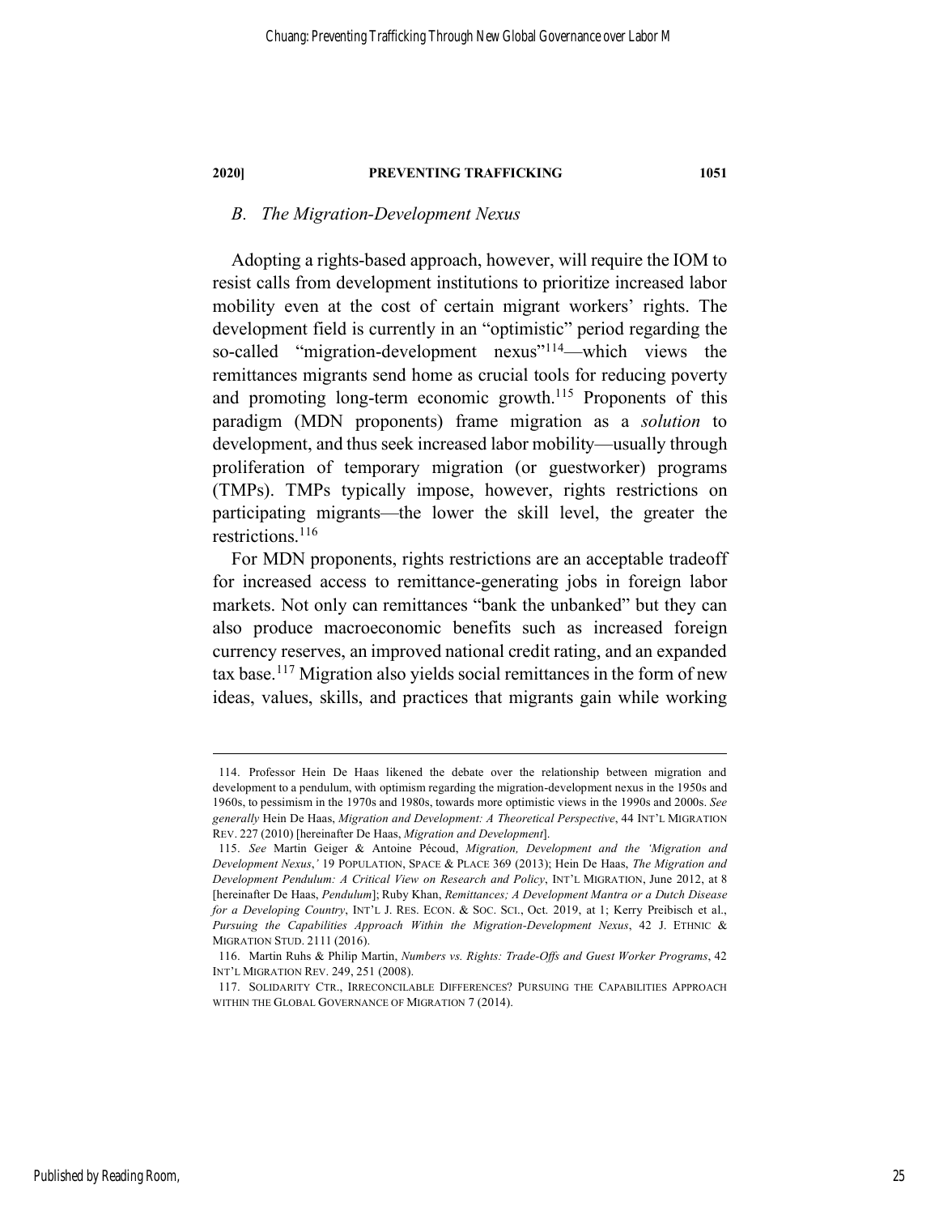### *B. The Migration-Development Nexus*

Adopting a rights-based approach, however, will require the IOM to resist calls from development institutions to prioritize increased labor mobility even at the cost of certain migrant workers' rights. The development field is currently in an "optimistic" period regarding the so-called "migration-development nexus"[114]—which views the remittances migrants send home as crucial tools for reducing poverty and promoting long-term economic growth.[115] Proponents of this paradigm (MDN proponents) frame migration as a *solution* to development, and thus seek increased labor mobility—usually through proliferation of temporary migration (or guestworker) programs (TMPs). TMPs typically impose, however, rights restrictions on participating migrants—the lower the skill level, the greater the restrictions.[116]

For MDN proponents, rights restrictions are an acceptable tradeoff for increased access to remittance-generating jobs in foreign labor markets. Not only can remittances "bank the unbanked" but they can also produce macroeconomic benefits such as increased foreign currency reserves, an improved national credit rating, and an expanded tax base.[117] Migration also yields social remittances in the form of new ideas, values, skills, and practices that migrants gain while working

---

114. Professor Hein De Haas likened the debate over the relationship between migration and development to a pendulum, with optimism regarding the migration-development nexus in the 1950s and 1960s, to pessimism in the 1970s and 1980s, towards more optimistic views in the 1990s and 2000s. *See generally* Hein De Haas, *Migration and Development: A Theoretical Perspective*, 44 INT'L MIGRATION REV. 227 (2010) [hereinafter De Haas, *Migration and Development*].

115. *See* Martin Geiger & Antoine Pécoud, *Migration, Development and the 'Migration and Development Nexus*,*'* 19 POPULATION, SPACE & PLACE 369 (2013); Hein De Haas, *The Migration and Development Pendulum: A Critical View on Research and Policy*, INT'L MIGRATION, June 2012, at 8 [hereinafter De Haas, *Pendulum*]; Ruby Khan, *Remittances; A Development Mantra or a Dutch Disease for a Developing Country*, INT'L J. RES. ECON. & SOC. SCI., Oct. 2019, at 1; Kerry Preibisch et al., *Pursuing the Capabilities Approach Within the Migration-Development Nexus*, 42 J. ETHNIC & MIGRATION STUD. 2111 (2016).

116. Martin Ruhs & Philip Martin, *Numbers vs. Rights: Trade-Offs and Guest Worker Programs*, 42 INT'L MIGRATION REV. 249, 251 (2008).

117. SOLIDARITY CTR., IRRECONCILABLE DIFFERENCES? PURSUING THE CAPABILITIES APPROACH WITHIN THE GLOBAL GOVERNANCE OF MIGRATION 7 (2014).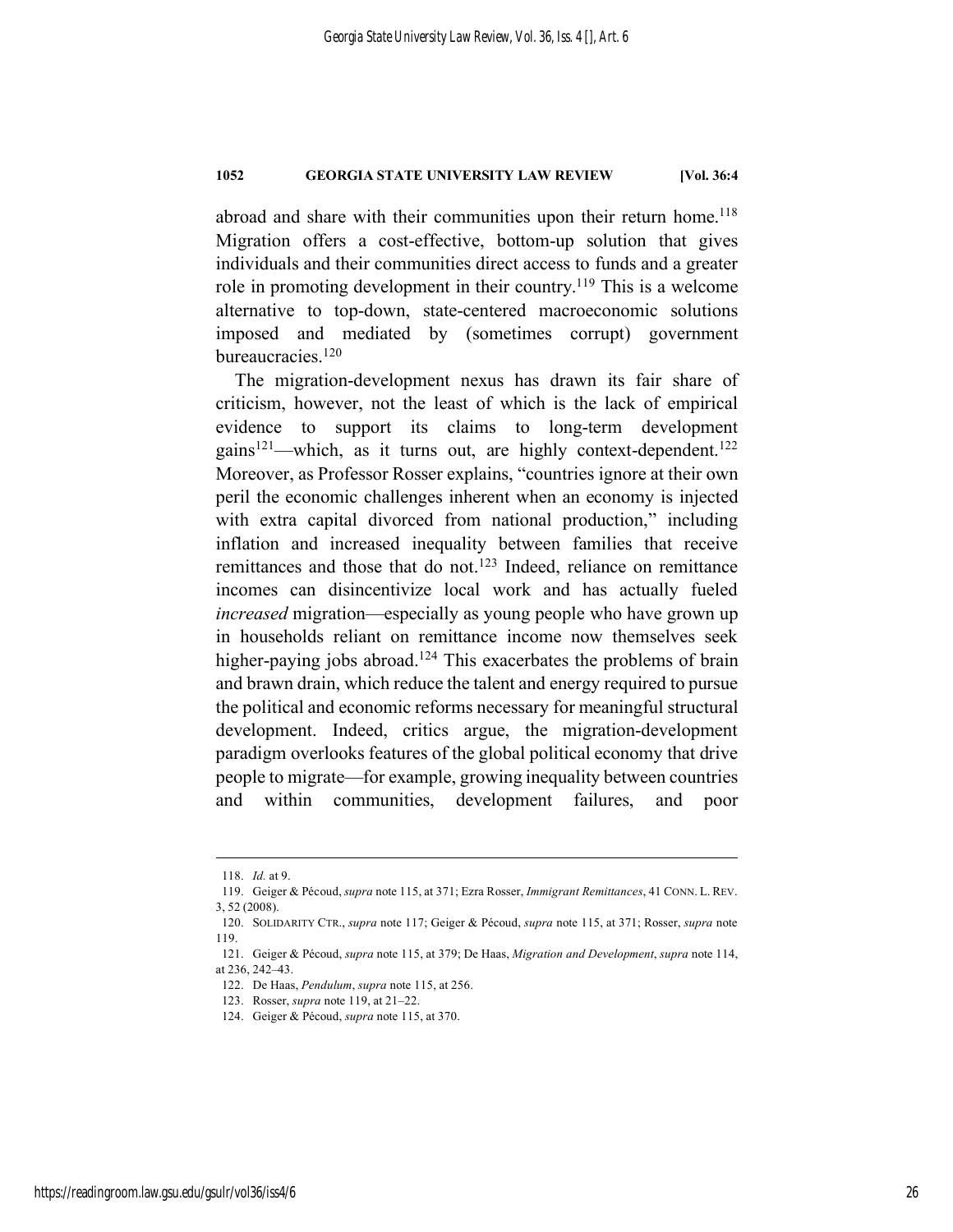abroad and share with their communities upon their return home.[118] Migration offers a cost-effective, bottom-up solution that gives individuals and their communities direct access to funds and a greater role in promoting development in their country.[119] This is a welcome alternative to top-down, state-centered macroeconomic solutions imposed and mediated by (sometimes corrupt) government bureaucracies.[120]

The migration-development nexus has drawn its fair share of criticism, however, not the least of which is the lack of empirical evidence to support its claims to long-term development gains[121]—which, as it turns out, are highly context-dependent.[122] Moreover, as Professor Rosser explains, "countries ignore at their own peril the economic challenges inherent when an economy is injected with extra capital divorced from national production," including inflation and increased inequality between families that receive remittances and those that do not.[123] Indeed, reliance on remittance incomes can disincentivize local work and has actually fueled *increased* migration—especially as young people who have grown up in households reliant on remittance income now themselves seek higher-paying jobs abroad.[124] This exacerbates the problems of brain and brawn drain, which reduce the talent and energy required to pursue the political and economic reforms necessary for meaningful structural development. Indeed, critics argue, the migration-development paradigm overlooks features of the global political economy that drive people to migrate—for example, growing inequality between countries and within communities, development failures, and poor

---

118. *Id.* at 9.

119. Geiger & Pécoud, *supra* note 115, at 371; Ezra Rosser, *Immigrant Remittances*, 41 CONN. L. REV. 3, 52 (2008).

120. SOLIDARITY CTR., *supra* note 117; Geiger & Pécoud, *supra* note 115, at 371; Rosser, *supra* note 119.

121. Geiger & Pécoud, *supra* note 115, at 379; De Haas, *Migration and Development*, *supra* note 114, at 236, 242–43.

122. De Haas, *Pendulum*, *supra* note 115, at 256.

123. Rosser, *supra* note 119, at 21–22.

124. Geiger & Pécoud, *supra* note 115, at 370.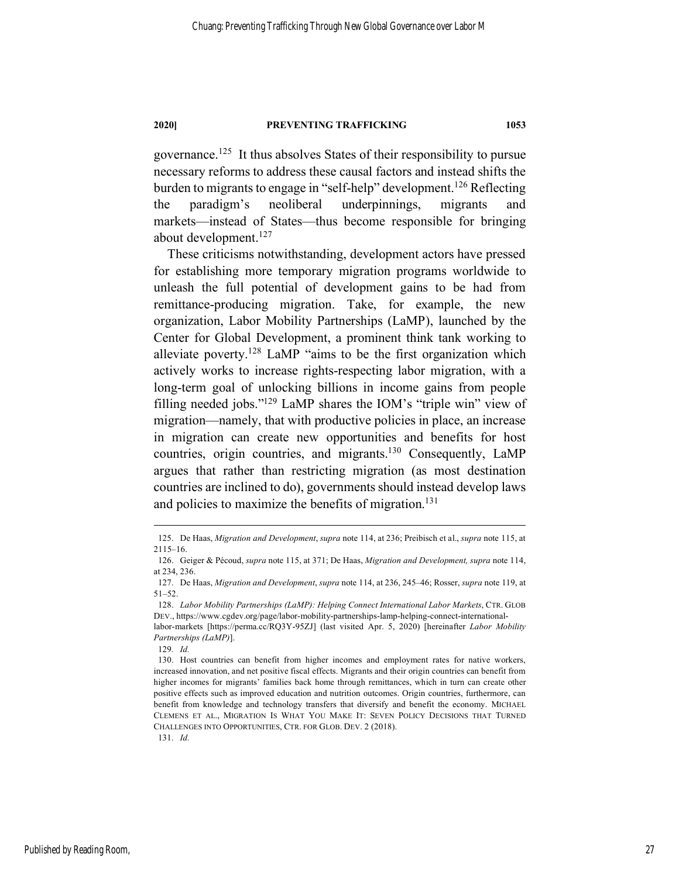governance.[125] It thus absolves States of their responsibility to pursue necessary reforms to address these causal factors and instead shifts the burden to migrants to engage in "self-help" development.[126] Reflecting the paradigm's neoliberal underpinnings, migrants and markets—instead of States—thus become responsible for bringing about development.[127]

These criticisms notwithstanding, development actors have pressed for establishing more temporary migration programs worldwide to unleash the full potential of development gains to be had from remittance-producing migration. Take, for example, the new organization, Labor Mobility Partnerships (LaMP), launched by the Center for Global Development, a prominent think tank working to alleviate poverty.[128] LaMP "aims to be the first organization which actively works to increase rights-respecting labor migration, with a long-term goal of unlocking billions in income gains from people filling needed jobs."[129] LaMP shares the IOM's "triple win" view of migration—namely, that with productive policies in place, an increase in migration can create new opportunities and benefits for host countries, origin countries, and migrants.[130] Consequently, LaMP argues that rather than restricting migration (as most destination countries are inclined to do), governments should instead develop laws and policies to maximize the benefits of migration.[131]

---

125. De Haas, *Migration and Development*, *supra* note 114, at 236; Preibisch et al., *supra* note 115, at 2115–16.

126. Geiger & Pécoud, *supra* note 115, at 371; De Haas, *Migration and Development, supra* note 114, at 234, 236.

127. De Haas, *Migration and Development*, *supra* note 114, at 236, 245–46; Rosser, *supra* note 119, at 51–52.

128. *Labor Mobility Partnerships (LaMP): Helping Connect International Labor Markets*, CTR. GLOB DEV., https://www.cgdev.org/page/labor-mobility-partnerships-lamp-helping-connect-international-labor-markets [https://perma.cc/RQ3Y-95ZJ] (last visited Apr. 5, 2020) [hereinafter *Labor Mobility Partnerships (LaMP)*].

129. *Id.*

130. Host countries can benefit from higher incomes and employment rates for native workers, increased innovation, and net positive fiscal effects. Migrants and their origin countries can benefit from higher incomes for migrants' families back home through remittances, which in turn can create other positive effects such as improved education and nutrition outcomes. Origin countries, furthermore, can benefit from knowledge and technology transfers that diversify and benefit the economy. MICHAEL CLEMENS ET AL., MIGRATION IS WHAT YOU MAKE IT: SEVEN POLICY DECISIONS THAT TURNED CHALLENGES INTO OPPORTUNITIES, CTR. FOR GLOB. DEV. 2 (2018).

131. *Id.*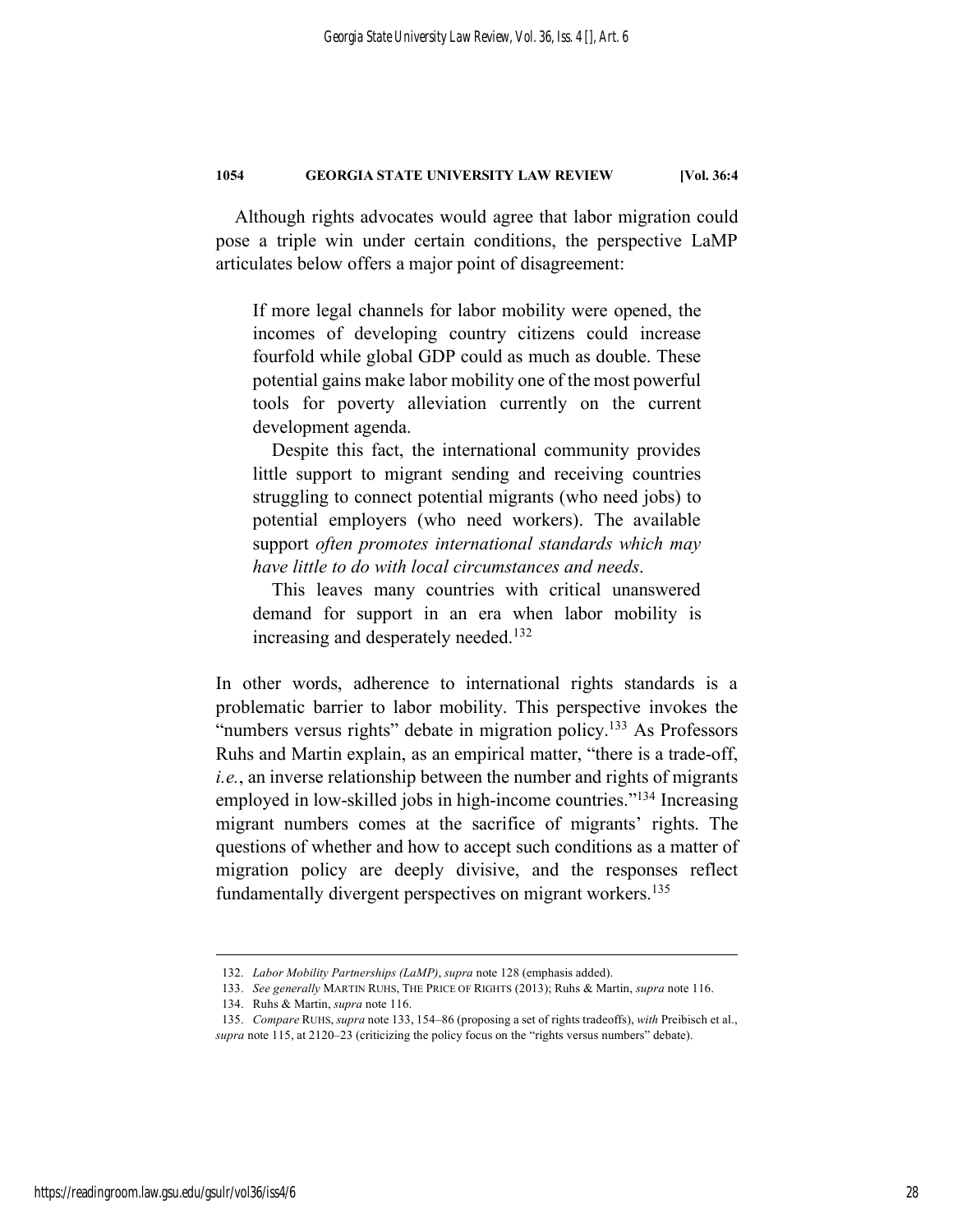Although rights advocates would agree that labor migration could pose a triple win under certain conditions, the perspective LaMP articulates below offers a major point of disagreement:

> If more legal channels for labor mobility were opened, the incomes of developing country citizens could increase fourfold while global GDP could as much as double. These potential gains make labor mobility one of the most powerful tools for poverty alleviation currently on the current development agenda.
>
> Despite this fact, the international community provides little support to migrant sending and receiving countries struggling to connect potential migrants (who need jobs) to potential employers (who need workers). The available support *often promotes international standards which may have little to do with local circumstances and needs*.
>
> This leaves many countries with critical unanswered demand for support in an era when labor mobility is increasing and desperately needed.[132]

In other words, adherence to international rights standards is a problematic barrier to labor mobility. This perspective invokes the "numbers versus rights" debate in migration policy.[133] As Professors Ruhs and Martin explain, as an empirical matter, "there is a trade-off, *i.e.*, an inverse relationship between the number and rights of migrants employed in low-skilled jobs in high-income countries."[134] Increasing migrant numbers comes at the sacrifice of migrants' rights. The questions of whether and how to accept such conditions as a matter of migration policy are deeply divisive, and the responses reflect fundamentally divergent perspectives on migrant workers.[135]

---

132. *Labor Mobility Partnerships (LaMP)*, *supra* note 128 (emphasis added).

133. *See generally* MARTIN RUHS, THE PRICE OF RIGHTS (2013); Ruhs & Martin, *supra* note 116.

134. Ruhs & Martin, *supra* note 116.

135. *Compare* RUHS, *supra* note 133, 154–86 (proposing a set of rights tradeoffs), *with* Preibisch et al., *supra* note 115, at 2120–23 (criticizing the policy focus on the "rights versus numbers" debate).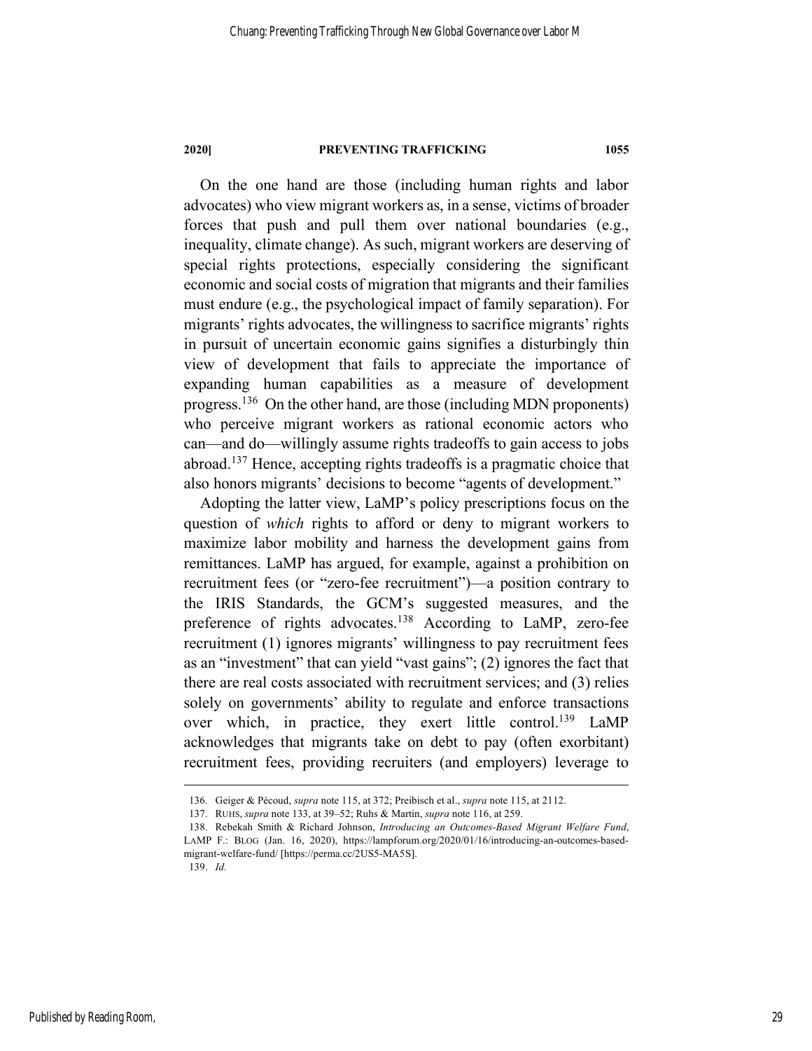On the one hand are those (including human rights and labor advocates) who view migrant workers as, in a sense, victims of broader forces that push and pull them over national boundaries (e.g., inequality, climate change). As such, migrant workers are deserving of special rights protections, especially considering the significant economic and social costs of migration that migrants and their families must endure (e.g., the psychological impact of family separation). For migrants' rights advocates, the willingness to sacrifice migrants' rights in pursuit of uncertain economic gains signifies a disturbingly thin view of development that fails to appreciate the importance of expanding human capabilities as a measure of development progress.[136] On the other hand, are those (including MDN proponents) who perceive migrant workers as rational economic actors who can—and do—willingly assume rights tradeoffs to gain access to jobs abroad.[137] Hence, accepting rights tradeoffs is a pragmatic choice that also honors migrants' decisions to become "agents of development."

Adopting the latter view, LaMP's policy prescriptions focus on the question of *which* rights to afford or deny to migrant workers to maximize labor mobility and harness the development gains from remittances. LaMP has argued, for example, against a prohibition on recruitment fees (or "zero-fee recruitment")—a position contrary to the IRIS Standards, the GCM's suggested measures, and the preference of rights advocates.[138] According to LaMP, zero-fee recruitment (1) ignores migrants' willingness to pay recruitment fees as an "investment" that can yield "vast gains"; (2) ignores the fact that there are real costs associated with recruitment services; and (3) relies solely on governments' ability to regulate and enforce transactions over which, in practice, they exert little control.[139] LaMP acknowledges that migrants take on debt to pay (often exorbitant) recruitment fees, providing recruiters (and employers) leverage to

---

136. Geiger & Pécoud, *supra* note 115, at 372; Preibisch et al., *supra* note 115, at 2112.

137. RUHS, *supra* note 133, at 39–52; Ruhs & Martin, *supra* note 116, at 259.

138. Rebekah Smith & Richard Johnson, *Introducing an Outcomes-Based Migrant Welfare Fund*, LAMP F.: BLOG (Jan. 16, 2020), https://lampforum.org/2020/01/16/introducing-an-outcomes-based-migrant-welfare-fund/ [https://perma.cc/2US5-MA5S].

139. *Id.*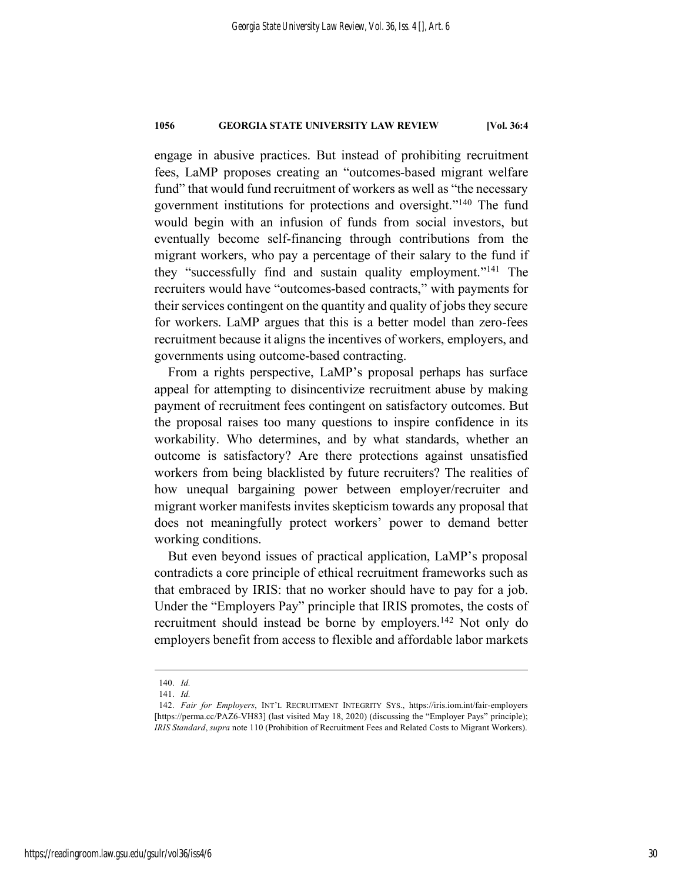engage in abusive practices. But instead of prohibiting recruitment fees, LaMP proposes creating an "outcomes-based migrant welfare fund" that would fund recruitment of workers as well as "the necessary government institutions for protections and oversight."[140] The fund would begin with an infusion of funds from social investors, but eventually become self-financing through contributions from the migrant workers, who pay a percentage of their salary to the fund if they "successfully find and sustain quality employment."[141] The recruiters would have "outcomes-based contracts," with payments for their services contingent on the quantity and quality of jobs they secure for workers. LaMP argues that this is a better model than zero-fees recruitment because it aligns the incentives of workers, employers, and governments using outcome-based contracting.

From a rights perspective, LaMP's proposal perhaps has surface appeal for attempting to disincentivize recruitment abuse by making payment of recruitment fees contingent on satisfactory outcomes. But the proposal raises too many questions to inspire confidence in its workability. Who determines, and by what standards, whether an outcome is satisfactory? Are there protections against unsatisfied workers from being blacklisted by future recruiters? The realities of how unequal bargaining power between employer/recruiter and migrant worker manifests invites skepticism towards any proposal that does not meaningfully protect workers' power to demand better working conditions.

But even beyond issues of practical application, LaMP's proposal contradicts a core principle of ethical recruitment frameworks such as that embraced by IRIS: that no worker should have to pay for a job. Under the "Employers Pay" principle that IRIS promotes, the costs of recruitment should instead be borne by employers.[142] Not only do employers benefit from access to flexible and affordable labor markets

---

140. *Id.*

141. *Id.*

142. *Fair for Employers*, INT'L RECRUITMENT INTEGRITY SYS., https://iris.iom.int/fair-employers [https://perma.cc/PAZ6-VH83] (last visited May 18, 2020) (discussing the "Employer Pays" principle); *IRIS Standard*, *supra* note 110 (Prohibition of Recruitment Fees and Related Costs to Migrant Workers).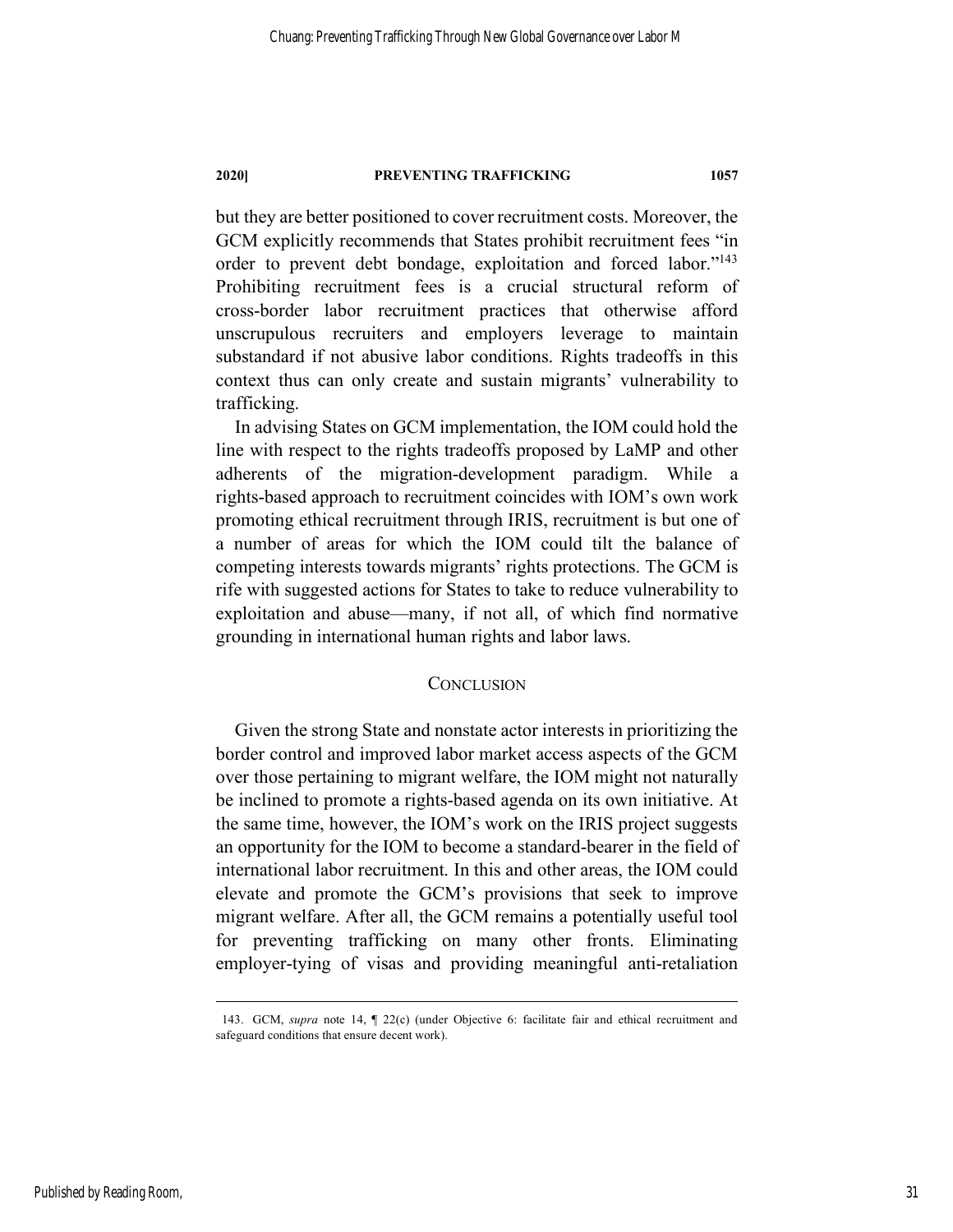but they are better positioned to cover recruitment costs. Moreover, the GCM explicitly recommends that States prohibit recruitment fees "in order to prevent debt bondage, exploitation and forced labor."[143] Prohibiting recruitment fees is a crucial structural reform of cross-border labor recruitment practices that otherwise afford unscrupulous recruiters and employers leverage to maintain substandard if not abusive labor conditions. Rights tradeoffs in this context thus can only create and sustain migrants' vulnerability to trafficking.

In advising States on GCM implementation, the IOM could hold the line with respect to the rights tradeoffs proposed by LaMP and other adherents of the migration-development paradigm. While a rights-based approach to recruitment coincides with IOM's own work promoting ethical recruitment through IRIS, recruitment is but one of a number of areas for which the IOM could tilt the balance of competing interests towards migrants' rights protections. The GCM is rife with suggested actions for States to take to reduce vulnerability to exploitation and abuse—many, if not all, of which find normative grounding in international human rights and labor laws.

## Conclusion

Given the strong State and nonstate actor interests in prioritizing the border control and improved labor market access aspects of the GCM over those pertaining to migrant welfare, the IOM might not naturally be inclined to promote a rights-based agenda on its own initiative. At the same time, however, the IOM's work on the IRIS project suggests an opportunity for the IOM to become a standard-bearer in the field of international labor recruitment. In this and other areas, the IOM could elevate and promote the GCM's provisions that seek to improve migrant welfare. After all, the GCM remains a potentially useful tool for preventing trafficking on many other fronts. Eliminating employer-tying of visas and providing meaningful anti-retaliation

---

143. GCM, *supra* note 14, ¶ 22(c) (under Objective 6: facilitate fair and ethical recruitment and safeguard conditions that ensure decent work).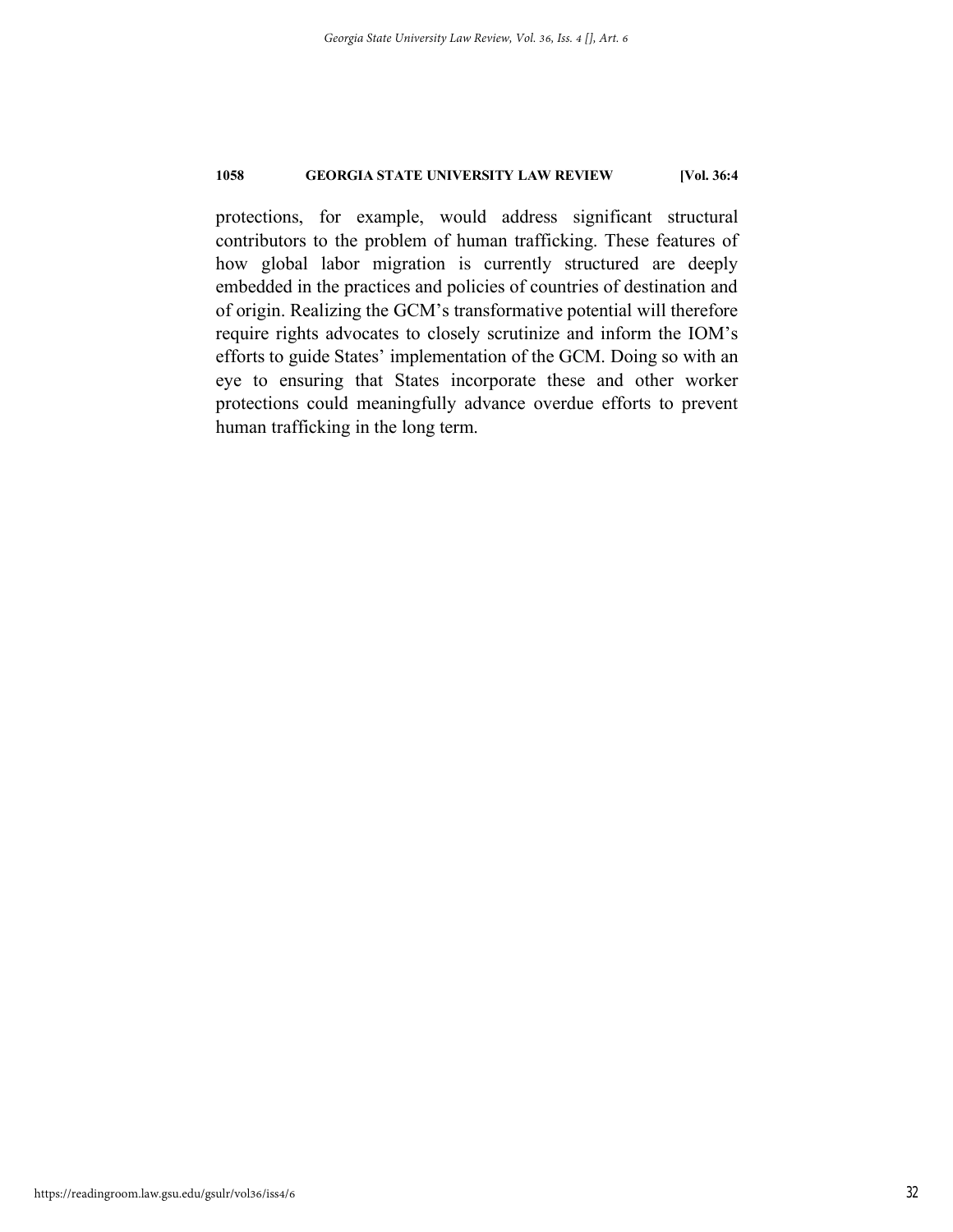protections, for example, would address significant structural contributors to the problem of human trafficking. These features of how global labor migration is currently structured are deeply embedded in the practices and policies of countries of destination and of origin. Realizing the GCM's transformative potential will therefore require rights advocates to closely scrutinize and inform the IOM's efforts to guide States' implementation of the GCM. Doing so with an eye to ensuring that States incorporate these and other worker protections could meaningfully advance overdue efforts to prevent human trafficking in the long term.